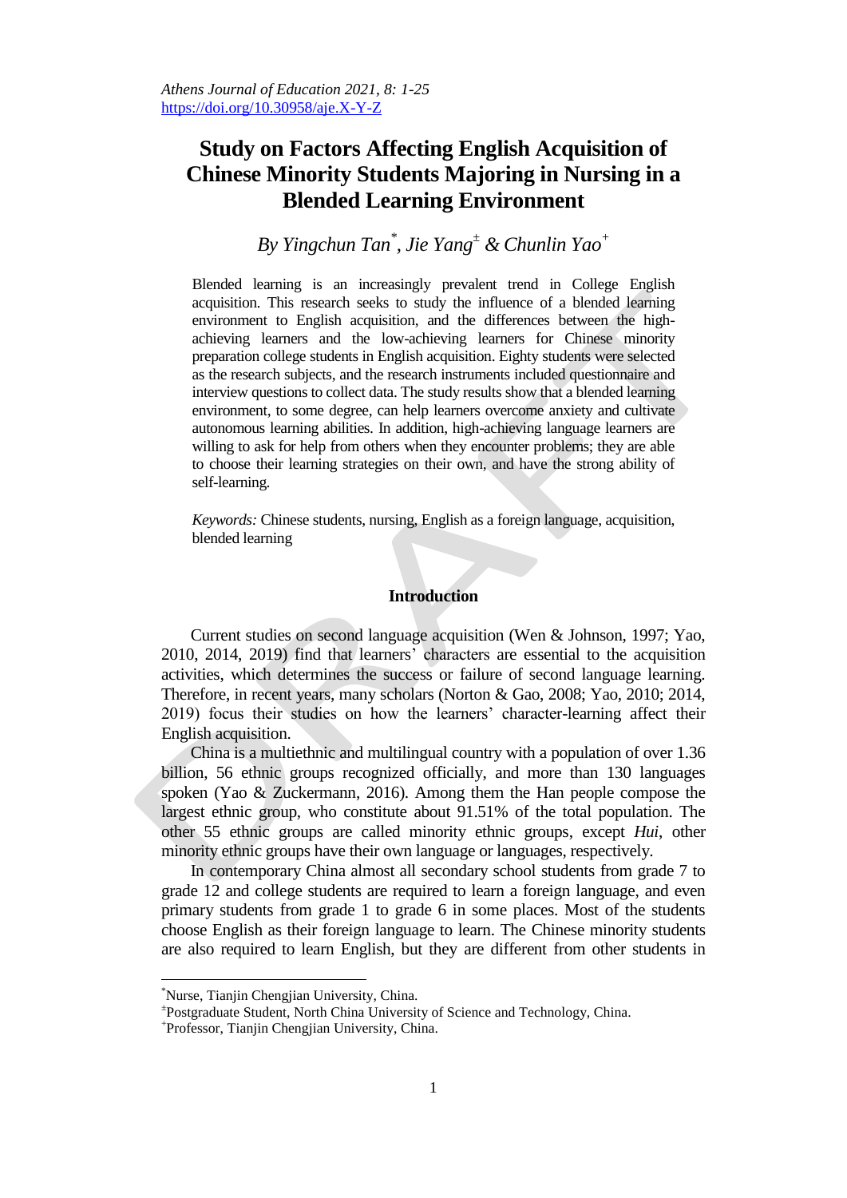# Study on Factors Affecting English Acquisition of Chinese Minority Students Majoring in Nursing in a Blended Learning Environment

*By Yingchun Tan*[*]*, Jie Yang*[±] *& Chunlin Yao*[+]

Blended learning is an increasingly prevalent trend in College English acquisition. This research seeks to study the influence of a blended learning environment to English acquisition, and the differences between the high-achieving learners and the low-achieving learners for Chinese minority preparation college students in English acquisition. Eighty students were selected as the research subjects, and the research instruments included questionnaire and interview questions to collect data. The study results show that a blended learning environment, to some degree, can help learners overcome anxiety and cultivate autonomous learning abilities. In addition, high-achieving language learners are willing to ask for help from others when they encounter problems; they are able to choose their learning strategies on their own, and have the strong ability of self-learning.

*Keywords:* Chinese students, nursing, English as a foreign language, acquisition, blended learning

## Introduction

Current studies on second language acquisition (Wen & Johnson, 1997; Yao, 2010, 2014, 2019) find that learners' characters are essential to the acquisition activities, which determines the success or failure of second language learning. Therefore, in recent years, many scholars (Norton & Gao, 2008; Yao, 2010; 2014, 2019) focus their studies on how the learners' character-learning affect their English acquisition.

China is a multiethnic and multilingual country with a population of over 1.36 billion, 56 ethnic groups recognized officially, and more than 130 languages spoken (Yao & Zuckermann, 2016). Among them the Han people compose the largest ethnic group, who constitute about 91.51% of the total population. The other 55 ethnic groups are called minority ethnic groups, except *Hui*, other minority ethnic groups have their own language or languages, respectively.

In contemporary China almost all secondary school students from grade 7 to grade 12 and college students are required to learn a foreign language, and even primary students from grade 1 to grade 6 in some places. Most of the students choose English as their foreign language to learn. The Chinese minority students are also required to learn English, but they are different from other students in

---

[*] Nurse, Tianjin Chengjian University, China.

[±] Postgraduate Student, North China University of Science and Technology, China.

[+] Professor, Tianjin Chengjian University, China.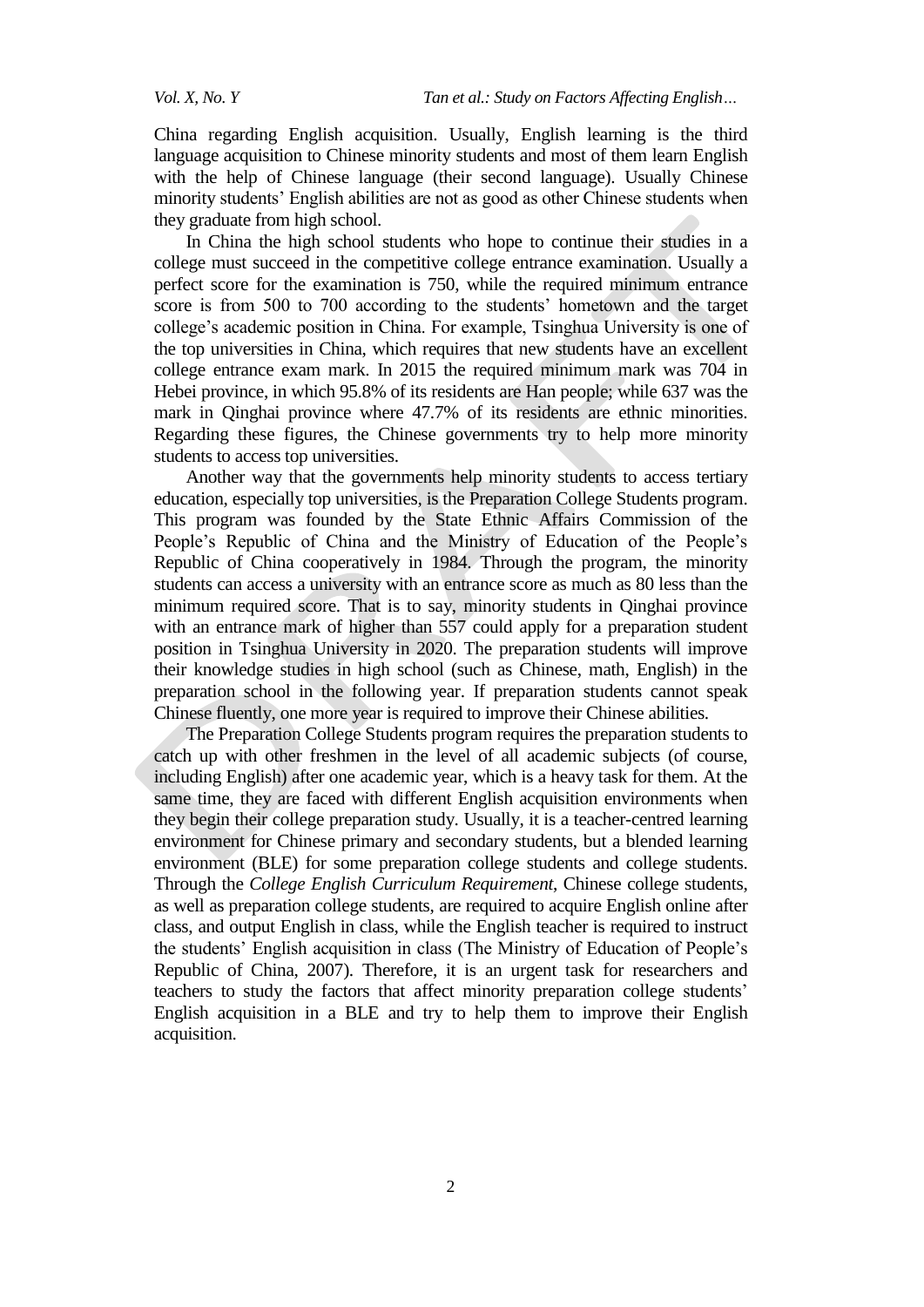China regarding English acquisition. Usually, English learning is the third language acquisition to Chinese minority students and most of them learn English with the help of Chinese language (their second language). Usually Chinese minority students' English abilities are not as good as other Chinese students when they graduate from high school.

In China the high school students who hope to continue their studies in a college must succeed in the competitive college entrance examination. Usually a perfect score for the examination is 750, while the required minimum entrance score is from 500 to 700 according to the students' hometown and the target college's academic position in China. For example, Tsinghua University is one of the top universities in China, which requires that new students have an excellent college entrance exam mark. In 2015 the required minimum mark was 704 in Hebei province, in which 95.8% of its residents are Han people; while 637 was the mark in Qinghai province where 47.7% of its residents are ethnic minorities. Regarding these figures, the Chinese governments try to help more minority students to access top universities.

Another way that the governments help minority students to access tertiary education, especially top universities, is the Preparation College Students program. This program was founded by the State Ethnic Affairs Commission of the People's Republic of China and the Ministry of Education of the People's Republic of China cooperatively in 1984. Through the program, the minority students can access a university with an entrance score as much as 80 less than the minimum required score. That is to say, minority students in Qinghai province with an entrance mark of higher than 557 could apply for a preparation student position in Tsinghua University in 2020. The preparation students will improve their knowledge studies in high school (such as Chinese, math, English) in the preparation school in the following year. If preparation students cannot speak Chinese fluently, one more year is required to improve their Chinese abilities.

The Preparation College Students program requires the preparation students to catch up with other freshmen in the level of all academic subjects (of course, including English) after one academic year, which is a heavy task for them. At the same time, they are faced with different English acquisition environments when they begin their college preparation study. Usually, it is a teacher-centred learning environment for Chinese primary and secondary students, but a blended learning environment (BLE) for some preparation college students and college students. Through the *College English Curriculum Requirement*, Chinese college students, as well as preparation college students, are required to acquire English online after class, and output English in class, while the English teacher is required to instruct the students' English acquisition in class (The Ministry of Education of People's Republic of China, 2007). Therefore, it is an urgent task for researchers and teachers to study the factors that affect minority preparation college students' English acquisition in a BLE and try to help them to improve their English acquisition.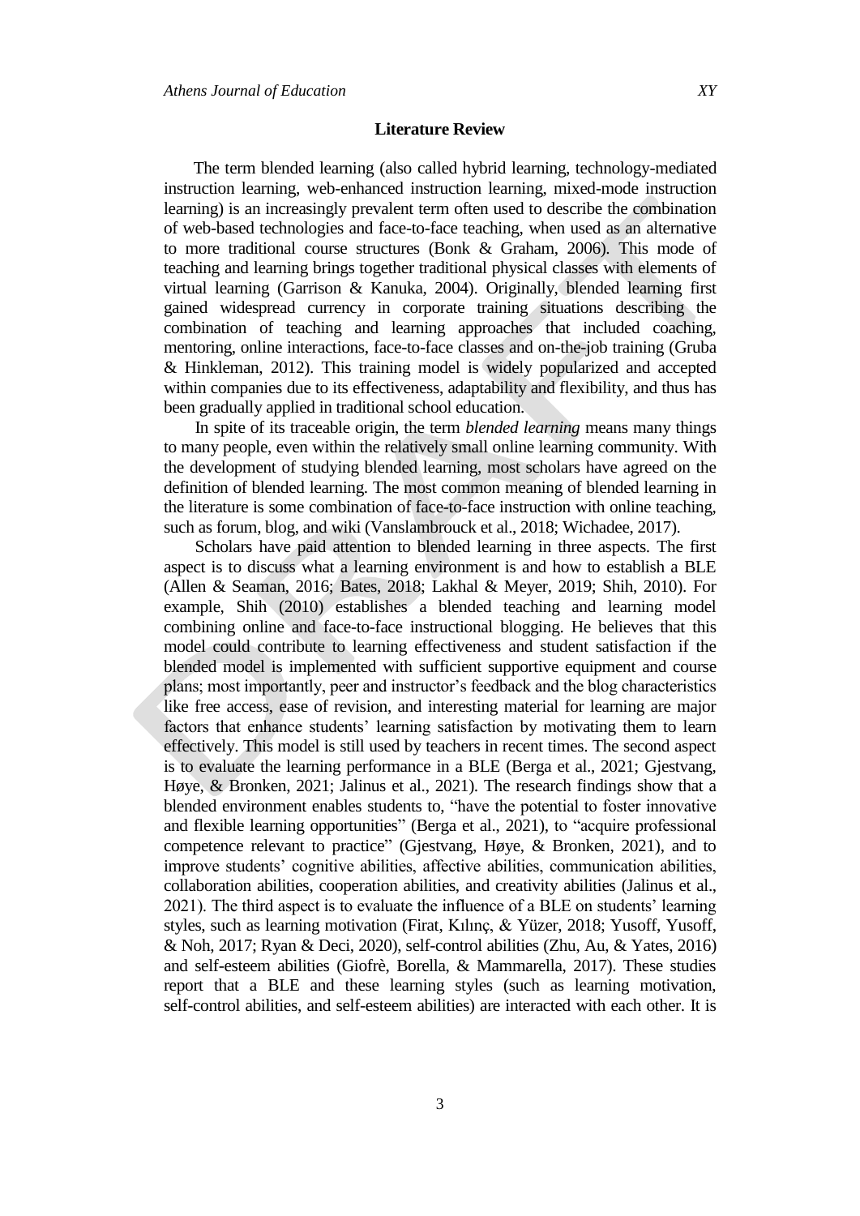## Literature Review

The term blended learning (also called hybrid learning, technology-mediated instruction learning, web-enhanced instruction learning, mixed-mode instruction learning) is an increasingly prevalent term often used to describe the combination of web-based technologies and face-to-face teaching, when used as an alternative to more traditional course structures (Bonk & Graham, 2006). This mode of teaching and learning brings together traditional physical classes with elements of virtual learning (Garrison & Kanuka, 2004). Originally, blended learning first gained widespread currency in corporate training situations describing the combination of teaching and learning approaches that included coaching, mentoring, online interactions, face-to-face classes and on-the-job training (Gruba & Hinkleman, 2012). This training model is widely popularized and accepted within companies due to its effectiveness, adaptability and flexibility, and thus has been gradually applied in traditional school education.

In spite of its traceable origin, the term *blended learning* means many things to many people, even within the relatively small online learning community. With the development of studying blended learning, most scholars have agreed on the definition of blended learning. The most common meaning of blended learning in the literature is some combination of face-to-face instruction with online teaching, such as forum, blog, and wiki (Vanslambrouck et al., 2018; Wichadee, 2017).

Scholars have paid attention to blended learning in three aspects. The first aspect is to discuss what a learning environment is and how to establish a BLE (Allen & Seaman, 2016; Bates, 2018; Lakhal & Meyer, 2019; Shih, 2010). For example, Shih (2010) establishes a blended teaching and learning model combining online and face-to-face instructional blogging. He believes that this model could contribute to learning effectiveness and student satisfaction if the blended model is implemented with sufficient supportive equipment and course plans; most importantly, peer and instructor's feedback and the blog characteristics like free access, ease of revision, and interesting material for learning are major factors that enhance students' learning satisfaction by motivating them to learn effectively. This model is still used by teachers in recent times. The second aspect is to evaluate the learning performance in a BLE (Berga et al., 2021; Gjestvang, Høye, & Bronken, 2021; Jalinus et al., 2021). The research findings show that a blended environment enables students to, "have the potential to foster innovative and flexible learning opportunities" (Berga et al., 2021), to "acquire professional competence relevant to practice" (Gjestvang, Høye, & Bronken, 2021), and to improve students' cognitive abilities, affective abilities, communication abilities, collaboration abilities, cooperation abilities, and creativity abilities (Jalinus et al., 2021). The third aspect is to evaluate the influence of a BLE on students' learning styles, such as learning motivation (Firat, Kılınç, & Yüzer, 2018; Yusoff, Yusoff, & Noh, 2017; Ryan & Deci, 2020), self-control abilities (Zhu, Au, & Yates, 2016) and self-esteem abilities (Giofrè, Borella, & Mammarella, 2017). These studies report that a BLE and these learning styles (such as learning motivation, self-control abilities, and self-esteem abilities) are interacted with each other. It is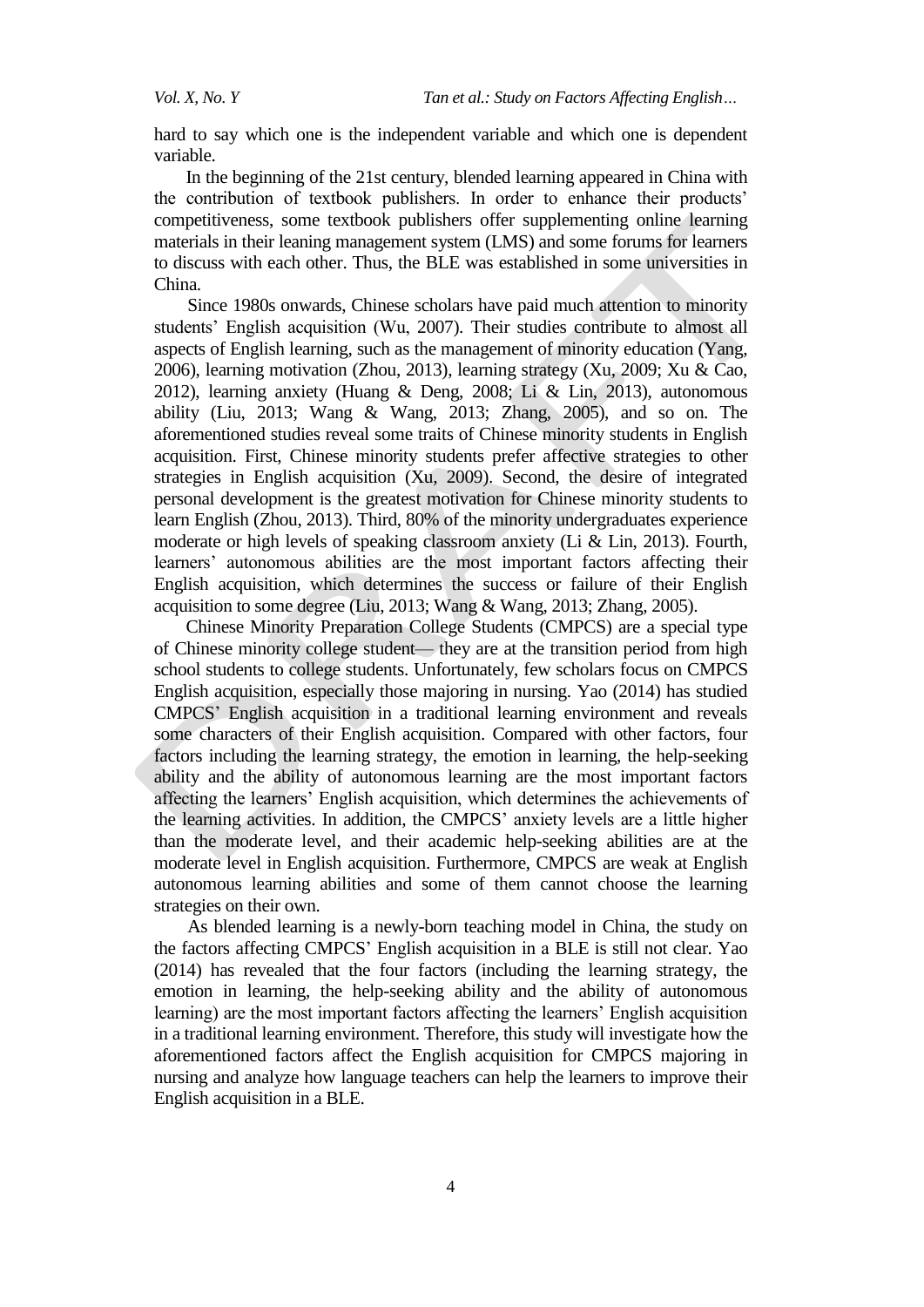hard to say which one is the independent variable and which one is dependent variable.

In the beginning of the 21st century, blended learning appeared in China with the contribution of textbook publishers. In order to enhance their products' competitiveness, some textbook publishers offer supplementing online learning materials in their leaning management system (LMS) and some forums for learners to discuss with each other. Thus, the BLE was established in some universities in China.

Since 1980s onwards, Chinese scholars have paid much attention to minority students' English acquisition (Wu, 2007). Their studies contribute to almost all aspects of English learning, such as the management of minority education (Yang, 2006), learning motivation (Zhou, 2013), learning strategy (Xu, 2009; Xu & Cao, 2012), learning anxiety (Huang & Deng, 2008; Li & Lin, 2013), autonomous ability (Liu, 2013; Wang & Wang, 2013; Zhang, 2005), and so on. The aforementioned studies reveal some traits of Chinese minority students in English acquisition. First, Chinese minority students prefer affective strategies to other strategies in English acquisition (Xu, 2009). Second, the desire of integrated personal development is the greatest motivation for Chinese minority students to learn English (Zhou, 2013). Third, 80% of the minority undergraduates experience moderate or high levels of speaking classroom anxiety (Li & Lin, 2013). Fourth, learners' autonomous abilities are the most important factors affecting their English acquisition, which determines the success or failure of their English acquisition to some degree (Liu, 2013; Wang & Wang, 2013; Zhang, 2005).

Chinese Minority Preparation College Students (CMPCS) are a special type of Chinese minority college student— they are at the transition period from high school students to college students. Unfortunately, few scholars focus on CMPCS English acquisition, especially those majoring in nursing. Yao (2014) has studied CMPCS' English acquisition in a traditional learning environment and reveals some characters of their English acquisition. Compared with other factors, four factors including the learning strategy, the emotion in learning, the help-seeking ability and the ability of autonomous learning are the most important factors affecting the learners' English acquisition, which determines the achievements of the learning activities. In addition, the CMPCS' anxiety levels are a little higher than the moderate level, and their academic help-seeking abilities are at the moderate level in English acquisition. Furthermore, CMPCS are weak at English autonomous learning abilities and some of them cannot choose the learning strategies on their own.

As blended learning is a newly-born teaching model in China, the study on the factors affecting CMPCS' English acquisition in a BLE is still not clear. Yao (2014) has revealed that the four factors (including the learning strategy, the emotion in learning, the help-seeking ability and the ability of autonomous learning) are the most important factors affecting the learners' English acquisition in a traditional learning environment. Therefore, this study will investigate how the aforementioned factors affect the English acquisition for CMPCS majoring in nursing and analyze how language teachers can help the learners to improve their English acquisition in a BLE.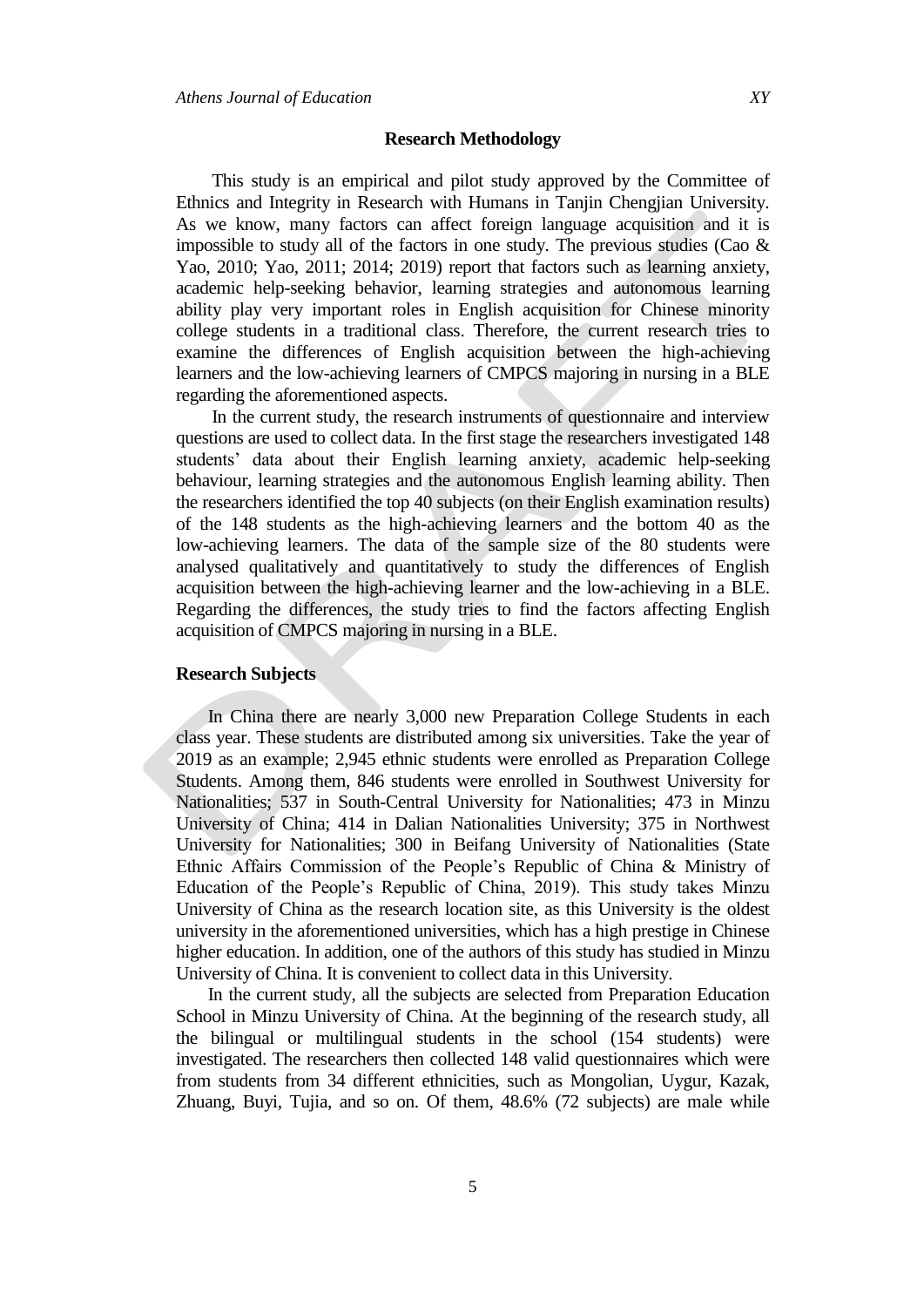## Research Methodology

This study is an empirical and pilot study approved by the Committee of Ethics and Integrity in Research with Humans in Tanjin Chengjian University. As we know, many factors can affect foreign language acquisition and it is impossible to study all of the factors in one study. The previous studies (Cao & Yao, 2010; Yao, 2011; 2014; 2019) report that factors such as learning anxiety, academic help-seeking behavior, learning strategies and autonomous learning ability play very important roles in English acquisition for Chinese minority college students in a traditional class. Therefore, the current research tries to examine the differences of English acquisition between the high-achieving learners and the low-achieving learners of CMPCS majoring in nursing in a BLE regarding the aforementioned aspects.

In the current study, the research instruments of questionnaire and interview questions are used to collect data. In the first stage the researchers investigated 148 students' data about their English learning anxiety, academic help-seeking behaviour, learning strategies and the autonomous English learning ability. Then the researchers identified the top 40 subjects (on their English examination results) of the 148 students as the high-achieving learners and the bottom 40 as the low-achieving learners. The data of the sample size of the 80 students were analysed qualitatively and quantitatively to study the differences of English acquisition between the high-achieving learner and the low-achieving in a BLE. Regarding the differences, the study tries to find the factors affecting English acquisition of CMPCS majoring in nursing in a BLE.

### Research Subjects

In China there are nearly 3,000 new Preparation College Students in each class year. These students are distributed among six universities. Take the year of 2019 as an example; 2,945 ethnic students were enrolled as Preparation College Students. Among them, 846 students were enrolled in Southwest University for Nationalities; 537 in South-Central University for Nationalities; 473 in Minzu University of China; 414 in Dalian Nationalities University; 375 in Northwest University for Nationalities; 300 in Beifang University of Nationalities (State Ethnic Affairs Commission of the People's Republic of China & Ministry of Education of the People's Republic of China, 2019). This study takes Minzu University of China as the research location site, as this University is the oldest university in the aforementioned universities, which has a high prestige in Chinese higher education. In addition, one of the authors of this study has studied in Minzu University of China. It is convenient to collect data in this University.

In the current study, all the subjects are selected from Preparation Education School in Minzu University of China. At the beginning of the research study, all the bilingual or multilingual students in the school (154 students) were investigated. The researchers then collected 148 valid questionnaires which were from students from 34 different ethnicities, such as Mongolian, Uygur, Kazak, Zhuang, Buyi, Tujia, and so on. Of them, 48.6% (72 subjects) are male while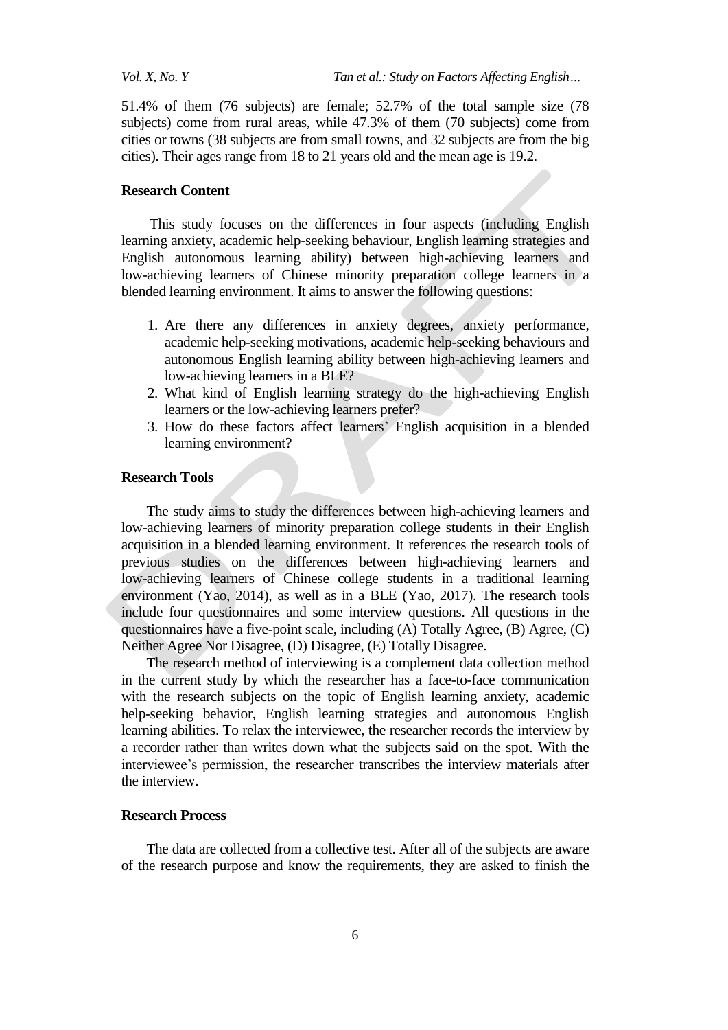51.4% of them (76 subjects) are female; 52.7% of the total sample size (78 subjects) come from rural areas, while 47.3% of them (70 subjects) come from cities or towns (38 subjects are from small towns, and 32 subjects are from the big cities). Their ages range from 18 to 21 years old and the mean age is 19.2.

### Research Content

This study focuses on the differences in four aspects (including English learning anxiety, academic help-seeking behaviour, English learning strategies and English autonomous learning ability) between high-achieving learners and low-achieving learners of Chinese minority preparation college learners in a blended learning environment. It aims to answer the following questions:

1. Are there any differences in anxiety degrees, anxiety performance, academic help-seeking motivations, academic help-seeking behaviours and autonomous English learning ability between high-achieving learners and low-achieving learners in a BLE?
2. What kind of English learning strategy do the high-achieving English learners or the low-achieving learners prefer?
3. How do these factors affect learners' English acquisition in a blended learning environment?

### Research Tools

The study aims to study the differences between high-achieving learners and low-achieving learners of minority preparation college students in their English acquisition in a blended learning environment. It references the research tools of previous studies on the differences between high-achieving learners and low-achieving learners of Chinese college students in a traditional learning environment (Yao, 2014), as well as in a BLE (Yao, 2017). The research tools include four questionnaires and some interview questions. All questions in the questionnaires have a five-point scale, including (A) Totally Agree, (B) Agree, (C) Neither Agree Nor Disagree, (D) Disagree, (E) Totally Disagree.

The research method of interviewing is a complement data collection method in the current study by which the researcher has a face-to-face communication with the research subjects on the topic of English learning anxiety, academic help-seeking behavior, English learning strategies and autonomous English learning abilities. To relax the interviewee, the researcher records the interview by a recorder rather than writes down what the subjects said on the spot. With the interviewee's permission, the researcher transcribes the interview materials after the interview.

### Research Process

The data are collected from a collective test. After all of the subjects are aware of the research purpose and know the requirements, they are asked to finish the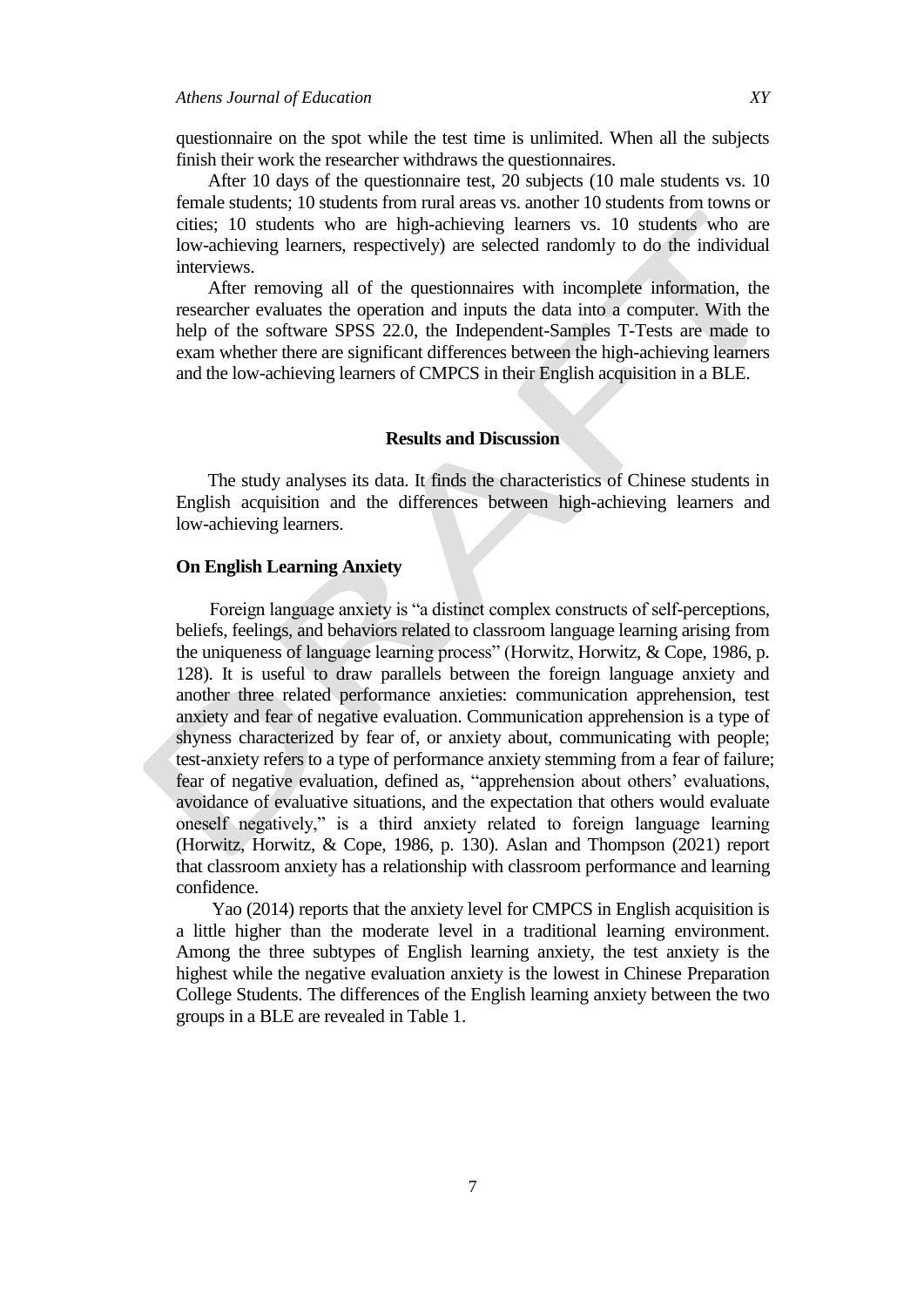questionnaire on the spot while the test time is unlimited. When all the subjects finish their work the researcher withdraws the questionnaires.

After 10 days of the questionnaire test, 20 subjects (10 male students vs. 10 female students; 10 students from rural areas vs. another 10 students from towns or cities; 10 students who are high-achieving learners vs. 10 students who are low-achieving learners, respectively) are selected randomly to do the individual interviews.

After removing all of the questionnaires with incomplete information, the researcher evaluates the operation and inputs the data into a computer. With the help of the software SPSS 22.0, the Independent-Samples T-Tests are made to exam whether there are significant differences between the high-achieving learners and the low-achieving learners of CMPCS in their English acquisition in a BLE.

## Results and Discussion

The study analyses its data. It finds the characteristics of Chinese students in English acquisition and the differences between high-achieving learners and low-achieving learners.

### On English Learning Anxiety

Foreign language anxiety is "a distinct complex constructs of self-perceptions, beliefs, feelings, and behaviors related to classroom language learning arising from the uniqueness of language learning process" (Horwitz, Horwitz, & Cope, 1986, p. 128). It is useful to draw parallels between the foreign language anxiety and another three related performance anxieties: communication apprehension, test anxiety and fear of negative evaluation. Communication apprehension is a type of shyness characterized by fear of, or anxiety about, communicating with people; test-anxiety refers to a type of performance anxiety stemming from a fear of failure; fear of negative evaluation, defined as, "apprehension about others' evaluations, avoidance of evaluative situations, and the expectation that others would evaluate oneself negatively," is a third anxiety related to foreign language learning (Horwitz, Horwitz, & Cope, 1986, p. 130). Aslan and Thompson (2021) report that classroom anxiety has a relationship with classroom performance and learning confidence.

Yao (2014) reports that the anxiety level for CMPCS in English acquisition is a little higher than the moderate level in a traditional learning environment. Among the three subtypes of English learning anxiety, the test anxiety is the highest while the negative evaluation anxiety is the lowest in Chinese Preparation College Students. The differences of the English learning anxiety between the two groups in a BLE are revealed in Table 1.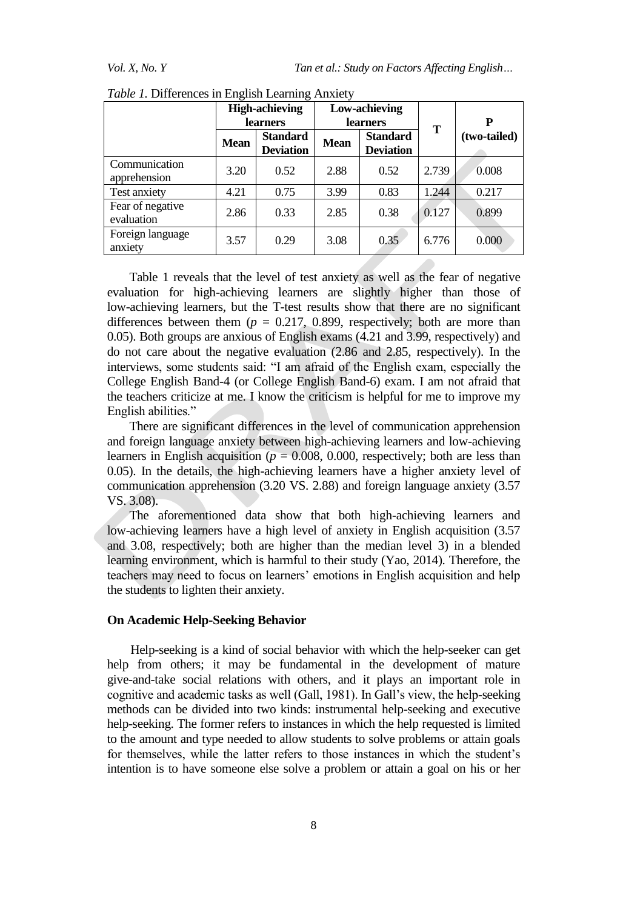*Table 1.* Differences in English Learning Anxiety

| | High-achieving learners | | Low-achieving learners | | T | P (two-tailed) |
|---|---|---|---|---|---|---|
| | Mean | Standard Deviation | Mean | Standard Deviation | | |
| Communication apprehension | 3.20 | 0.52 | 2.88 | 0.52 | 2.739 | 0.008 |
| Test anxiety | 4.21 | 0.75 | 3.99 | 0.83 | 1.244 | 0.217 |
| Fear of negative evaluation | 2.86 | 0.33 | 2.85 | 0.38 | 0.127 | 0.899 |
| Foreign language anxiety | 3.57 | 0.29 | 3.08 | 0.35 | 6.776 | 0.000 |

Table 1 reveals that the level of test anxiety as well as the fear of negative evaluation for high-achieving learners are slightly higher than those of low-achieving learners, but the T-test results show that there are no significant differences between them ($p$ = 0.217, 0.899, respectively; both are more than 0.05). Both groups are anxious of English exams (4.21 and 3.99, respectively) and do not care about the negative evaluation (2.86 and 2.85, respectively). In the interviews, some students said: "I am afraid of the English exam, especially the College English Band-4 (or College English Band-6) exam. I am not afraid that the teachers criticize at me. I know the criticism is helpful for me to improve my English abilities."

There are significant differences in the level of communication apprehension and foreign language anxiety between high-achieving learners and low-achieving learners in English acquisition ($p$ = 0.008, 0.000, respectively; both are less than 0.05). In the details, the high-achieving learners have a higher anxiety level of communication apprehension (3.20 VS. 2.88) and foreign language anxiety (3.57 VS. 3.08).

The aforementioned data show that both high-achieving learners and low-achieving learners have a high level of anxiety in English acquisition (3.57 and 3.08, respectively; both are higher than the median level 3) in a blended learning environment, which is harmful to their study (Yao, 2014). Therefore, the teachers may need to focus on learners' emotions in English acquisition and help the students to lighten their anxiety.

### On Academic Help-Seeking Behavior

Help-seeking is a kind of social behavior with which the help-seeker can get help from others; it may be fundamental in the development of mature give-and-take social relations with others, and it plays an important role in cognitive and academic tasks as well (Gall, 1981). In Gall's view, the help-seeking methods can be divided into two kinds: instrumental help-seeking and executive help-seeking. The former refers to instances in which the help requested is limited to the amount and type needed to allow students to solve problems or attain goals for themselves, while the latter refers to those instances in which the student's intention is to have someone else solve a problem or attain a goal on his or her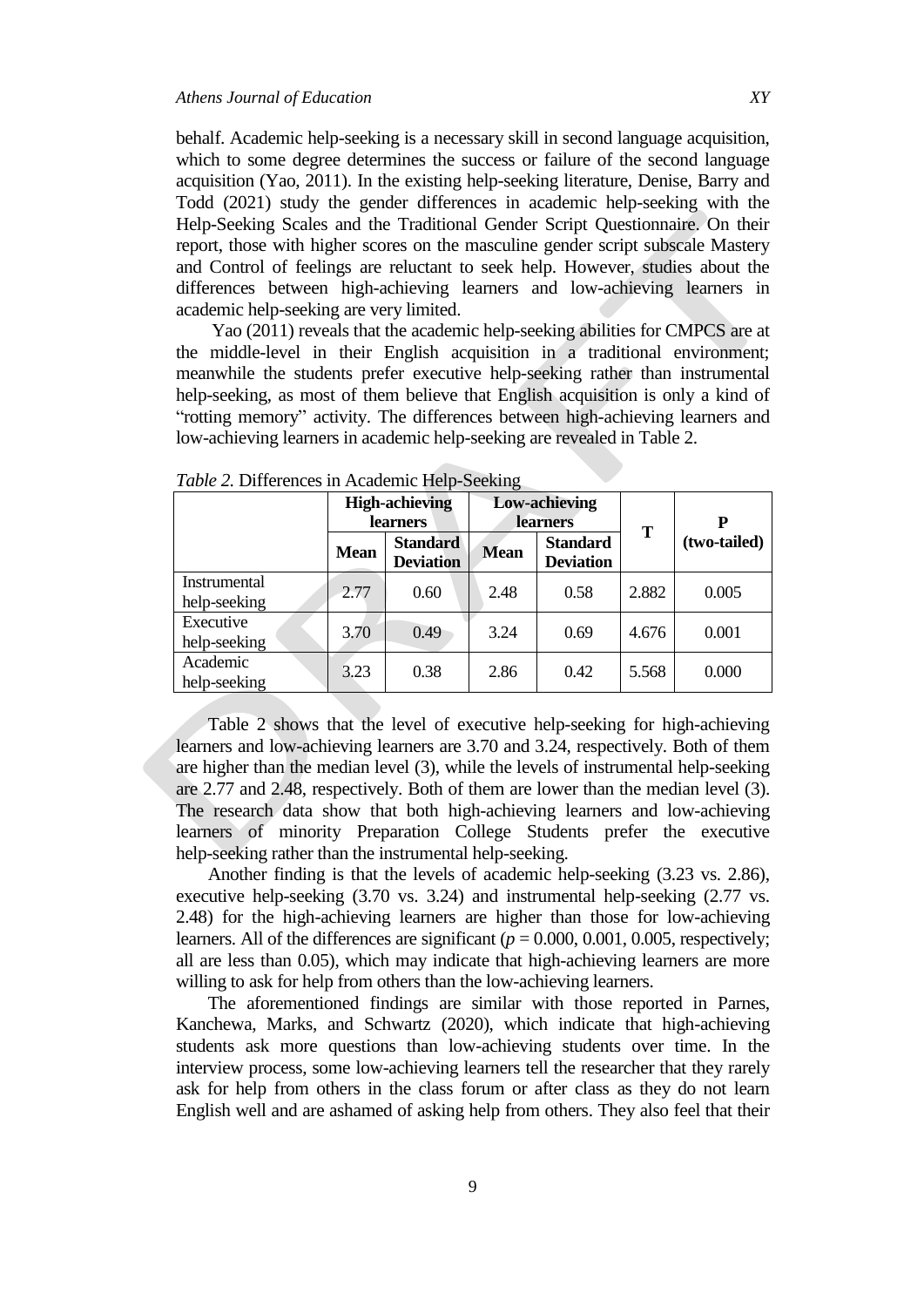behalf. Academic help-seeking is a necessary skill in second language acquisition, which to some degree determines the success or failure of the second language acquisition (Yao, 2011). In the existing help-seeking literature, Denise, Barry and Todd (2021) study the gender differences in academic help-seeking with the Help-Seeking Scales and the Traditional Gender Script Questionnaire. On their report, those with higher scores on the masculine gender script subscale Mastery and Control of feelings are reluctant to seek help. However, studies about the differences between high-achieving learners and low-achieving learners in academic help-seeking are very limited.

Yao (2011) reveals that the academic help-seeking abilities for CMPCS are at the middle-level in their English acquisition in a traditional environment; meanwhile the students prefer executive help-seeking rather than instrumental help-seeking, as most of them believe that English acquisition is only a kind of "rotting memory" activity. The differences between high-achieving learners and low-achieving learners in academic help-seeking are revealed in Table 2.

*Table 2.* Differences in Academic Help-Seeking

| | High-achieving learners | | Low-achieving learners | | T | P (two-tailed) |
|---|---|---|---|---|---|---|
| | Mean | Standard Deviation | Mean | Standard Deviation | | |
| Instrumental help-seeking | 2.77 | 0.60 | 2.48 | 0.58 | 2.882 | 0.005 |
| Executive help-seeking | 3.70 | 0.49 | 3.24 | 0.69 | 4.676 | 0.001 |
| Academic help-seeking | 3.23 | 0.38 | 2.86 | 0.42 | 5.568 | 0.000 |

Table 2 shows that the level of executive help-seeking for high-achieving learners and low-achieving learners are 3.70 and 3.24, respectively. Both of them are higher than the median level (3), while the levels of instrumental help-seeking are 2.77 and 2.48, respectively. Both of them are lower than the median level (3). The research data show that both high-achieving learners and low-achieving learners of minority Preparation College Students prefer the executive help-seeking rather than the instrumental help-seeking.

Another finding is that the levels of academic help-seeking (3.23 vs. 2.86), executive help-seeking (3.70 vs. 3.24) and instrumental help-seeking (2.77 vs. 2.48) for the high-achieving learners are higher than those for low-achieving learners. All of the differences are significant ($p = 0.000$, 0.001, 0.005, respectively; all are less than 0.05), which may indicate that high-achieving learners are more willing to ask for help from others than the low-achieving learners.

The aforementioned findings are similar with those reported in Parnes, Kanchewa, Marks, and Schwartz (2020), which indicate that high-achieving students ask more questions than low-achieving students over time. In the interview process, some low-achieving learners tell the researcher that they rarely ask for help from others in the class forum or after class as they do not learn English well and are ashamed of asking help from others. They also feel that their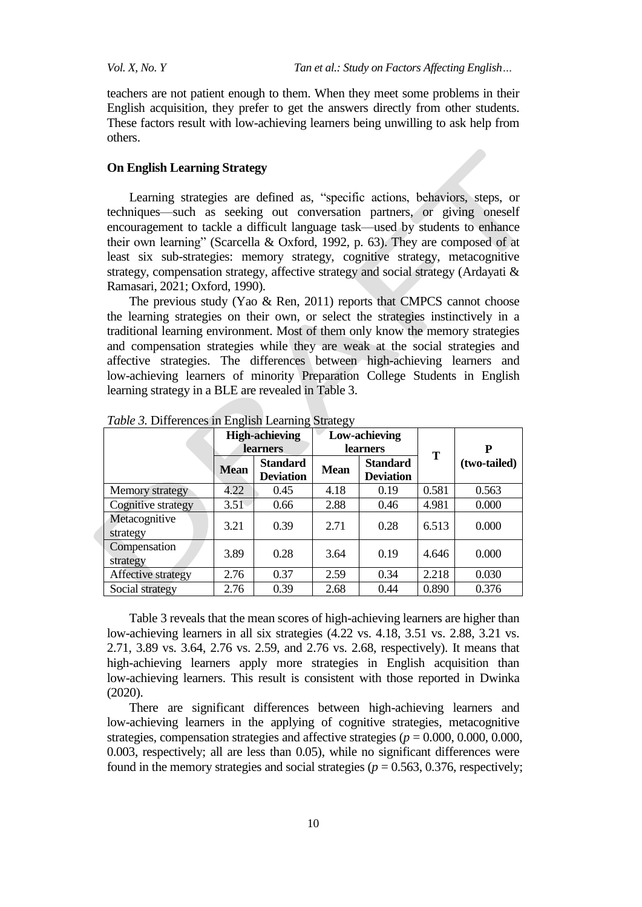teachers are not patient enough to them. When they meet some problems in their English acquisition, they prefer to get the answers directly from other students. These factors result with low-achieving learners being unwilling to ask help from others.

### On English Learning Strategy

Learning strategies are defined as, "specific actions, behaviors, steps, or techniques—such as seeking out conversation partners, or giving oneself encouragement to tackle a difficult language task—used by students to enhance their own learning" (Scarcella & Oxford, 1992, p. 63). They are composed of at least six sub-strategies: memory strategy, cognitive strategy, metacognitive strategy, compensation strategy, affective strategy and social strategy (Ardayati & Ramasari, 2021; Oxford, 1990).

The previous study (Yao & Ren, 2011) reports that CMPCS cannot choose the learning strategies on their own, or select the strategies instinctively in a traditional learning environment. Most of them only know the memory strategies and compensation strategies while they are weak at the social strategies and affective strategies. The differences between high-achieving learners and low-achieving learners of minority Preparation College Students in English learning strategy in a BLE are revealed in Table 3.

*Table 3.* Differences in English Learning Strategy

| | High-achieving learners | | Low-achieving learners | | T | P (two-tailed) |
|---|---|---|---|---|---|---|
| | Mean | Standard Deviation | Mean | Standard Deviation | | |
| Memory strategy | 4.22 | 0.45 | 4.18 | 0.19 | 0.581 | 0.563 |
| Cognitive strategy | 3.51 | 0.66 | 2.88 | 0.46 | 4.981 | 0.000 |
| Metacognitive strategy | 3.21 | 0.39 | 2.71 | 0.28 | 6.513 | 0.000 |
| Compensation strategy | 3.89 | 0.28 | 3.64 | 0.19 | 4.646 | 0.000 |
| Affective strategy | 2.76 | 0.37 | 2.59 | 0.34 | 2.218 | 0.030 |
| Social strategy | 2.76 | 0.39 | 2.68 | 0.44 | 0.890 | 0.376 |

Table 3 reveals that the mean scores of high-achieving learners are higher than low-achieving learners in all six strategies (4.22 vs. 4.18, 3.51 vs. 2.88, 3.21 vs. 2.71, 3.89 vs. 3.64, 2.76 vs. 2.59, and 2.76 vs. 2.68, respectively). It means that high-achieving learners apply more strategies in English acquisition than low-achieving learners. This result is consistent with those reported in Dwinka (2020).

There are significant differences between high-achieving learners and low-achieving learners in the applying of cognitive strategies, metacognitive strategies, compensation strategies and affective strategies ($p = 0.000$, 0.000, 0.000, 0.003, respectively; all are less than 0.05), while no significant differences were found in the memory strategies and social strategies ($p = 0.563$, 0.376, respectively;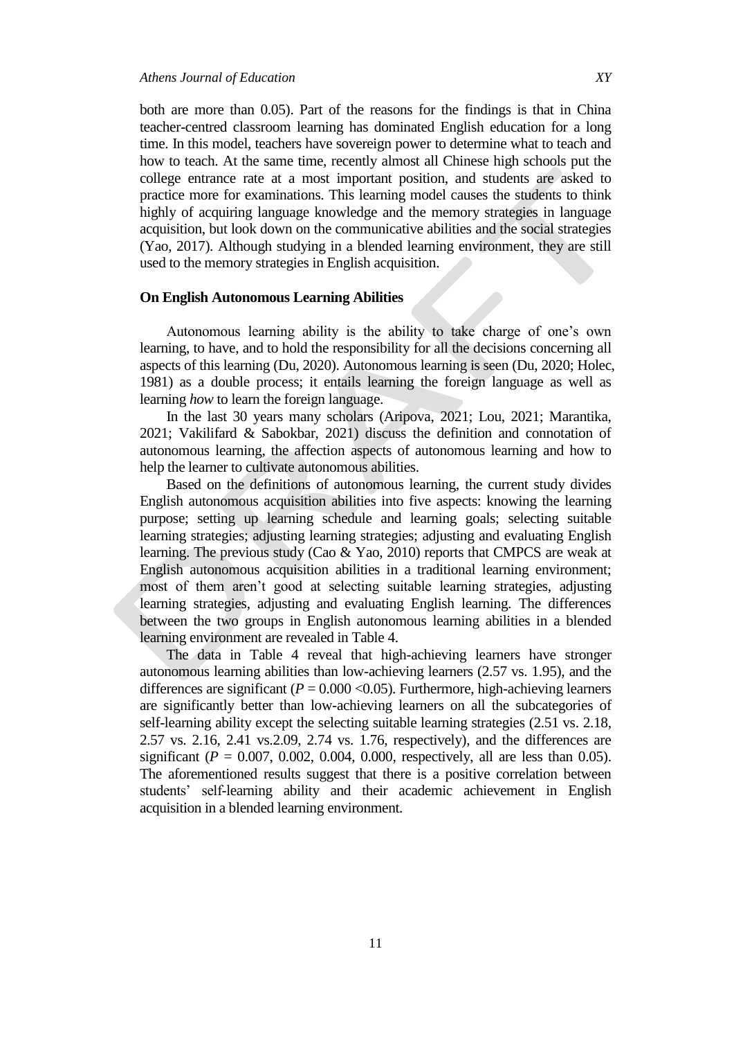both are more than 0.05). Part of the reasons for the findings is that in China teacher-centred classroom learning has dominated English education for a long time. In this model, teachers have sovereign power to determine what to teach and how to teach. At the same time, recently almost all Chinese high schools put the college entrance rate at a most important position, and students are asked to practice more for examinations. This learning model causes the students to think highly of acquiring language knowledge and the memory strategies in language acquisition, but look down on the communicative abilities and the social strategies (Yao, 2017). Although studying in a blended learning environment, they are still used to the memory strategies in English acquisition.

### On English Autonomous Learning Abilities

Autonomous learning ability is the ability to take charge of one's own learning, to have, and to hold the responsibility for all the decisions concerning all aspects of this learning (Du, 2020). Autonomous learning is seen (Du, 2020; Holec, 1981) as a double process; it entails learning the foreign language as well as learning *how* to learn the foreign language.

In the last 30 years many scholars (Aripova, 2021; Lou, 2021; Marantika, 2021; Vakilifard & Sabokbar, 2021) discuss the definition and connotation of autonomous learning, the affection aspects of autonomous learning and how to help the learner to cultivate autonomous abilities.

Based on the definitions of autonomous learning, the current study divides English autonomous acquisition abilities into five aspects: knowing the learning purpose; setting up learning schedule and learning goals; selecting suitable learning strategies; adjusting learning strategies; adjusting and evaluating English learning. The previous study (Cao & Yao, 2010) reports that CMPCS are weak at English autonomous acquisition abilities in a traditional learning environment; most of them aren't good at selecting suitable learning strategies, adjusting learning strategies, adjusting and evaluating English learning. The differences between the two groups in English autonomous learning abilities in a blended learning environment are revealed in Table 4.

The data in Table 4 reveal that high-achieving learners have stronger autonomous learning abilities than low-achieving learners (2.57 vs. 1.95), and the differences are significant ($P = 0.000 < 0.05$). Furthermore, high-achieving learners are significantly better than low-achieving learners on all the subcategories of self-learning ability except the selecting suitable learning strategies (2.51 vs. 2.18, 2.57 vs. 2.16, 2.41 vs.2.09, 2.74 vs. 1.76, respectively), and the differences are significant ($P$ = 0.007, 0.002, 0.004, 0.000, respectively, all are less than 0.05). The aforementioned results suggest that there is a positive correlation between students' self-learning ability and their academic achievement in English acquisition in a blended learning environment.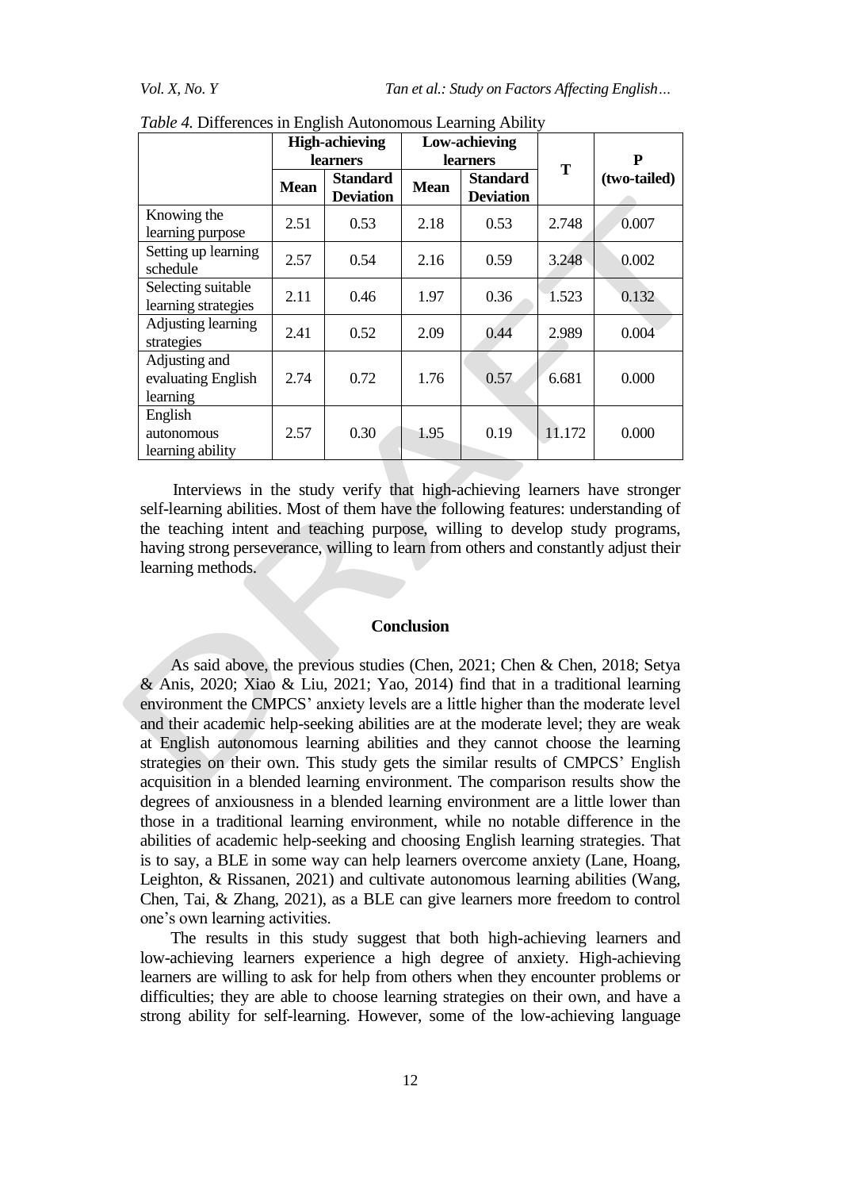*Table 4.* Differences in English Autonomous Learning Ability

| | High-achieving learners | | Low-achieving learners | | T | P (two-tailed) |
|---|---|---|---|---|---|---|
| | Mean | Standard Deviation | Mean | Standard Deviation | | |
| Knowing the learning purpose | 2.51 | 0.53 | 2.18 | 0.53 | 2.748 | 0.007 |
| Setting up learning schedule | 2.57 | 0.54 | 2.16 | 0.59 | 3.248 | 0.002 |
| Selecting suitable learning strategies | 2.11 | 0.46 | 1.97 | 0.36 | 1.523 | 0.132 |
| Adjusting learning strategies | 2.41 | 0.52 | 2.09 | 0.44 | 2.989 | 0.004 |
| Adjusting and evaluating English learning | 2.74 | 0.72 | 1.76 | 0.57 | 6.681 | 0.000 |
| English autonomous learning ability | 2.57 | 0.30 | 1.95 | 0.19 | 11.172 | 0.000 |

Interviews in the study verify that high-achieving learners have stronger self-learning abilities. Most of them have the following features: understanding of the teaching intent and teaching purpose, willing to develop study programs, having strong perseverance, willing to learn from others and constantly adjust their learning methods.

## Conclusion

As said above, the previous studies (Chen, 2021; Chen & Chen, 2018; Setya & Anis, 2020; Xiao & Liu, 2021; Yao, 2014) find that in a traditional learning environment the CMPCS' anxiety levels are a little higher than the moderate level and their academic help-seeking abilities are at the moderate level; they are weak at English autonomous learning abilities and they cannot choose the learning strategies on their own. This study gets the similar results of CMPCS' English acquisition in a blended learning environment. The comparison results show the degrees of anxiousness in a blended learning environment are a little lower than those in a traditional learning environment, while no notable difference in the abilities of academic help-seeking and choosing English learning strategies. That is to say, a BLE in some way can help learners overcome anxiety (Lane, Hoang, Leighton, & Rissanen, 2021) and cultivate autonomous learning abilities (Wang, Chen, Tai, & Zhang, 2021), as a BLE can give learners more freedom to control one's own learning activities.

The results in this study suggest that both high-achieving learners and low-achieving learners experience a high degree of anxiety. High-achieving learners are willing to ask for help from others when they encounter problems or difficulties; they are able to choose learning strategies on their own, and have a strong ability for self-learning. However, some of the low-achieving language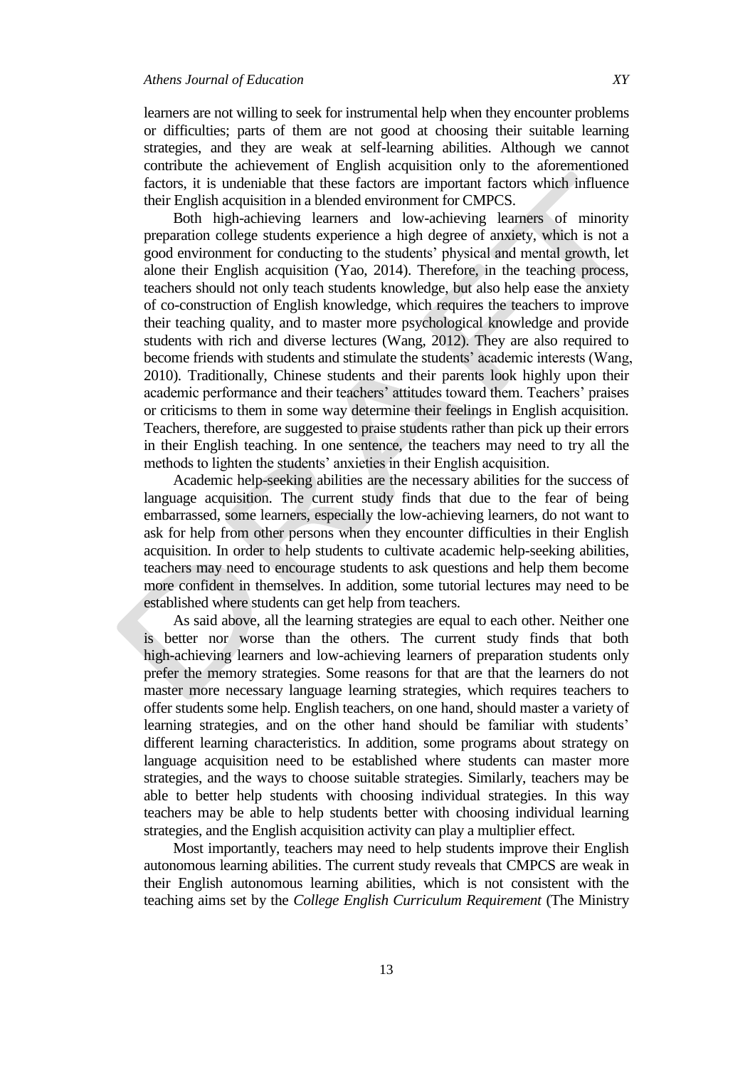learners are not willing to seek for instrumental help when they encounter problems or difficulties; parts of them are not good at choosing their suitable learning strategies, and they are weak at self-learning abilities. Although we cannot contribute the achievement of English acquisition only to the aforementioned factors, it is undeniable that these factors are important factors which influence their English acquisition in a blended environment for CMPCS.

Both high-achieving learners and low-achieving learners of minority preparation college students experience a high degree of anxiety, which is not a good environment for conducting to the students' physical and mental growth, let alone their English acquisition (Yao, 2014). Therefore, in the teaching process, teachers should not only teach students knowledge, but also help ease the anxiety of co-construction of English knowledge, which requires the teachers to improve their teaching quality, and to master more psychological knowledge and provide students with rich and diverse lectures (Wang, 2012). They are also required to become friends with students and stimulate the students' academic interests (Wang, 2010). Traditionally, Chinese students and their parents look highly upon their academic performance and their teachers' attitudes toward them. Teachers' praises or criticisms to them in some way determine their feelings in English acquisition. Teachers, therefore, are suggested to praise students rather than pick up their errors in their English teaching. In one sentence, the teachers may need to try all the methods to lighten the students' anxieties in their English acquisition.

Academic help-seeking abilities are the necessary abilities for the success of language acquisition. The current study finds that due to the fear of being embarrassed, some learners, especially the low-achieving learners, do not want to ask for help from other persons when they encounter difficulties in their English acquisition. In order to help students to cultivate academic help-seeking abilities, teachers may need to encourage students to ask questions and help them become more confident in themselves. In addition, some tutorial lectures may need to be established where students can get help from teachers.

As said above, all the learning strategies are equal to each other. Neither one is better nor worse than the others. The current study finds that both high-achieving learners and low-achieving learners of preparation students only prefer the memory strategies. Some reasons for that are that the learners do not master more necessary language learning strategies, which requires teachers to offer students some help. English teachers, on one hand, should master a variety of learning strategies, and on the other hand should be familiar with students' different learning characteristics. In addition, some programs about strategy on language acquisition need to be established where students can master more strategies, and the ways to choose suitable strategies. Similarly, teachers may be able to better help students with choosing individual strategies. In this way teachers may be able to help students better with choosing individual learning strategies, and the English acquisition activity can play a multiplier effect.

Most importantly, teachers may need to help students improve their English autonomous learning abilities. The current study reveals that CMPCS are weak in their English autonomous learning abilities, which is not consistent with the teaching aims set by the *College English Curriculum Requirement* (The Ministry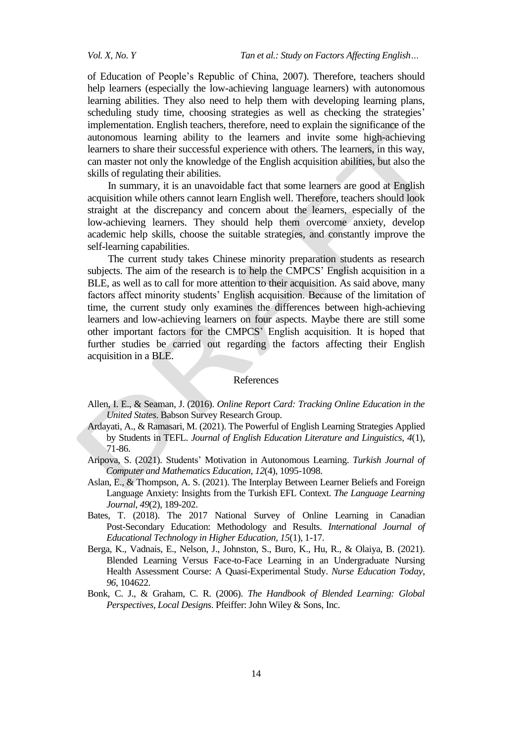of Education of People's Republic of China, 2007). Therefore, teachers should help learners (especially the low-achieving language learners) with autonomous learning abilities. They also need to help them with developing learning plans, scheduling study time, choosing strategies as well as checking the strategies' implementation. English teachers, therefore, need to explain the significance of the autonomous learning ability to the learners and invite some high-achieving learners to share their successful experience with others. The learners, in this way, can master not only the knowledge of the English acquisition abilities, but also the skills of regulating their abilities.

In summary, it is an unavoidable fact that some learners are good at English acquisition while others cannot learn English well. Therefore, teachers should look straight at the discrepancy and concern about the learners, especially of the low-achieving learners. They should help them overcome anxiety, develop academic help skills, choose the suitable strategies, and constantly improve the self-learning capabilities.

The current study takes Chinese minority preparation students as research subjects. The aim of the research is to help the CMPCS' English acquisition in a BLE, as well as to call for more attention to their acquisition. As said above, many factors affect minority students' English acquisition. Because of the limitation of time, the current study only examines the differences between high-achieving learners and low-achieving learners on four aspects. Maybe there are still some other important factors for the CMPCS' English acquisition. It is hoped that further studies be carried out regarding the factors affecting their English acquisition in a BLE.

## References

Allen, I. E., & Seaman, J. (2016). *Online Report Card: Tracking Online Education in the United States*. Babson Survey Research Group.

Ardayati, A., & Ramasari, M. (2021). The Powerful of English Learning Strategies Applied by Students in TEFL. *Journal of English Education Literature and Linguistics*, *4*(1), 71-86.

Aripova, S. (2021). Students' Motivation in Autonomous Learning. *Turkish Journal of Computer and Mathematics Education*, *12*(4), 1095-1098.

Aslan, E., & Thompson, A. S. (2021). The Interplay Between Learner Beliefs and Foreign Language Anxiety: Insights from the Turkish EFL Context. *The Language Learning Journal*, *49*(2), 189-202.

Bates, T. (2018). The 2017 National Survey of Online Learning in Canadian Post-Secondary Education: Methodology and Results. *International Journal of Educational Technology in Higher Education*, *15*(1), 1-17.

Berga, K., Vadnais, E., Nelson, J., Johnston, S., Buro, K., Hu, R., & Olaiya, B. (2021). Blended Learning Versus Face-to-Face Learning in an Undergraduate Nursing Health Assessment Course: A Quasi-Experimental Study. *Nurse Education Today*, *96*, 104622.

Bonk, C. J., & Graham, C. R. (2006). *The Handbook of Blended Learning: Global Perspectives, Local Designs*. Pfeiffer: John Wiley & Sons, Inc.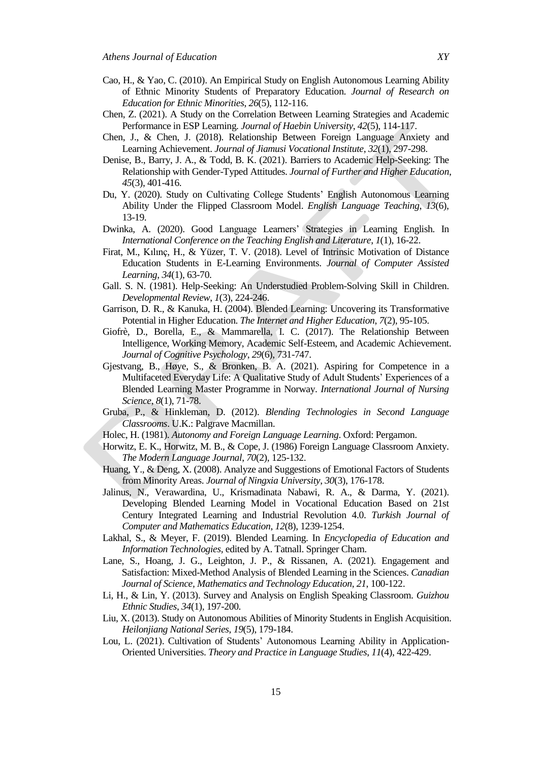Cao, H., & Yao, C. (2010). An Empirical Study on English Autonomous Learning Ability of Ethnic Minority Students of Preparatory Education. *Journal of Research on Education for Ethnic Minorities*, *26*(5), 112-116.

Chen, Z. (2021). A Study on the Correlation Between Learning Strategies and Academic Performance in ESP Learning. *Journal of Haebin University*, *42*(5), 114-117.

Chen, J., & Chen, J. (2018). Relationship Between Foreign Language Anxiety and Learning Achievement. *Journal of Jiamusi Vocational Institute*, *32*(1), 297-298.

Denise, B., Barry, J. A., & Todd, B. K. (2021). Barriers to Academic Help-Seeking: The Relationship with Gender-Typed Attitudes. *Journal of Further and Higher Education*, *45*(3), 401-416.

Du, Y. (2020). Study on Cultivating College Students' English Autonomous Learning Ability Under the Flipped Classroom Model. *English Language Teaching*, *13*(6), 13-19.

Dwinka, A. (2020). Good Language Learners' Strategies in Learning English. In *International Conference on the Teaching English and Literature*, *1*(1), 16-22.

Firat, M., Kılınç, H., & Yüzer, T. V. (2018). Level of Intrinsic Motivation of Distance Education Students in E-Learning Environments. *Journal of Computer Assisted Learning*, *34*(1), 63-70.

Gall. S. N. (1981). Help-Seeking: An Understudied Problem-Solving Skill in Children. *Developmental Review*, *1*(3), 224-246.

Garrison, D. R., & Kanuka, H. (2004). Blended Learning: Uncovering its Transformative Potential in Higher Education. *The Internet and Higher Education*, *7*(2), 95-105.

Giofrè, D., Borella, E., & Mammarella, I. C. (2017). The Relationship Between Intelligence, Working Memory, Academic Self-Esteem, and Academic Achievement. *Journal of Cognitive Psychology*, *29*(6), 731-747.

Gjestvang, B., Høye, S., & Bronken, B. A. (2021). Aspiring for Competence in a Multifaceted Everyday Life: A Qualitative Study of Adult Students' Experiences of a Blended Learning Master Programme in Norway. *International Journal of Nursing Science*, *8*(1), 71-78.

Gruba, P., & Hinkleman, D. (2012). *Blending Technologies in Second Language Classrooms*. U.K.: Palgrave Macmillan.

Holec, H. (1981). *Autonomy and Foreign Language Learning*. Oxford: Pergamon.

Horwitz, E. K., Horwitz, M. B., & Cope, J. (1986) Foreign Language Classroom Anxiety. *The Modern Language Journal*, *70*(2), 125-132.

Huang, Y., & Deng, X. (2008). Analyze and Suggestions of Emotional Factors of Students from Minority Areas. *Journal of Ningxia University*, *30*(3), 176-178.

Jalinus, N., Verawardina, U., Krismadinata Nabawi, R. A., & Darma, Y. (2021). Developing Blended Learning Model in Vocational Education Based on 21st Century Integrated Learning and Industrial Revolution 4.0. *Turkish Journal of Computer and Mathematics Education*, *12*(8), 1239-1254.

Lakhal, S., & Meyer, F. (2019). Blended Learning. In *Encyclopedia of Education and Information Technologies*, edited by A. Tatnall. Springer Cham.

Lane, S., Hoang, J. G., Leighton, J. P., & Rissanen, A. (2021). Engagement and Satisfaction: Mixed-Method Analysis of Blended Learning in the Sciences. *Canadian Journal of Science, Mathematics and Technology Education*, *21*, 100-122.

Li, H., & Lin, Y. (2013). Survey and Analysis on English Speaking Classroom. *Guizhou Ethnic Studies*, *34*(1), 197-200.

Liu, X. (2013). Study on Autonomous Abilities of Minority Students in English Acquisition. *Heilonjiang National Series*, *19*(5), 179-184.

Lou, L. (2021). Cultivation of Students' Autonomous Learning Ability in Application-Oriented Universities. *Theory and Practice in Language Studies*, *11*(4), 422-429.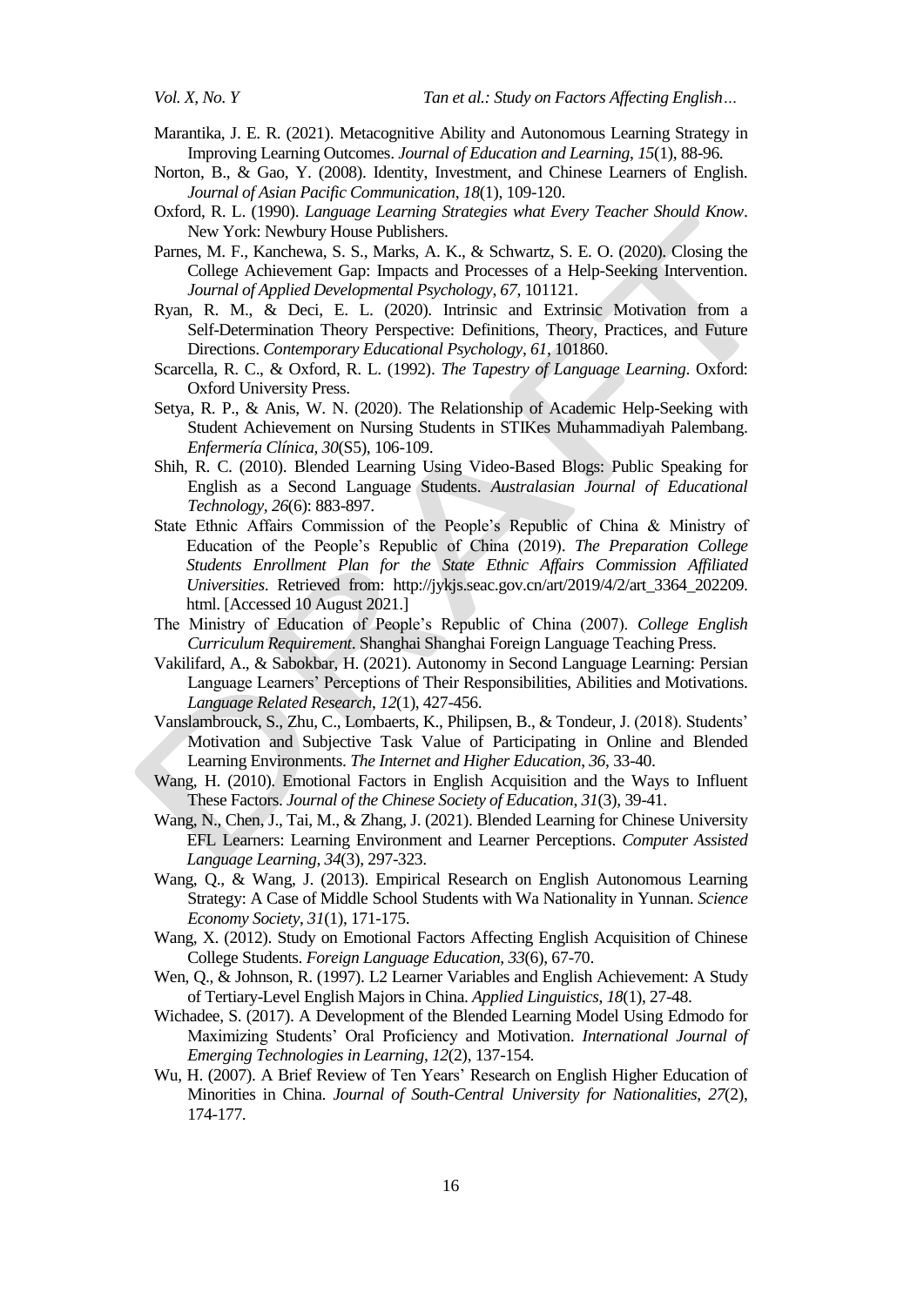Marantika, J. E. R. (2021). Metacognitive Ability and Autonomous Learning Strategy in Improving Learning Outcomes. *Journal of Education and Learning*, *15*(1), 88-96.

Norton, B., & Gao, Y. (2008). Identity, Investment, and Chinese Learners of English. *Journal of Asian Pacific Communication*, *18*(1), 109-120.

Oxford, R. L. (1990). *Language Learning Strategies what Every Teacher Should Know*. New York: Newbury House Publishers.

Parnes, M. F., Kanchewa, S. S., Marks, A. K., & Schwartz, S. E. O. (2020). Closing the College Achievement Gap: Impacts and Processes of a Help-Seeking Intervention. *Journal of Applied Developmental Psychology*, *67*, 101121.

Ryan, R. M., & Deci, E. L. (2020). Intrinsic and Extrinsic Motivation from a Self-Determination Theory Perspective: Definitions, Theory, Practices, and Future Directions. *Contemporary Educational Psychology*, *61*, 101860.

Scarcella, R. C., & Oxford, R. L. (1992). *The Tapestry of Language Learning*. Oxford: Oxford University Press.

Setya, R. P., & Anis, W. N. (2020). The Relationship of Academic Help-Seeking with Student Achievement on Nursing Students in STIKes Muhammadiyah Palembang. *Enfermería Clínica*, *30*(S5), 106-109.

Shih, R. C. (2010). Blended Learning Using Video-Based Blogs: Public Speaking for English as a Second Language Students. *Australasian Journal of Educational Technology*, *26*(6): 883-897.

State Ethnic Affairs Commission of the People's Republic of China & Ministry of Education of the People's Republic of China (2019). *The Preparation College Students Enrollment Plan for the State Ethnic Affairs Commission Affiliated Universities*. Retrieved from: http://jykjs.seac.gov.cn/art/2019/4/2/art_3364_202209.html. [Accessed 10 August 2021.]

The Ministry of Education of People's Republic of China (2007). *College English Curriculum Requirement*. Shanghai Shanghai Foreign Language Teaching Press.

Vakilifard, A., & Sabokbar, H. (2021). Autonomy in Second Language Learning: Persian Language Learners' Perceptions of Their Responsibilities, Abilities and Motivations. *Language Related Research*, *12*(1), 427-456.

Vanslambrouck, S., Zhu, C., Lombaerts, K., Philipsen, B., & Tondeur, J. (2018). Students' Motivation and Subjective Task Value of Participating in Online and Blended Learning Environments. *The Internet and Higher Education*, *36*, 33-40.

Wang, H. (2010). Emotional Factors in English Acquisition and the Ways to Influent These Factors. *Journal of the Chinese Society of Education*, *31*(3), 39-41.

Wang, N., Chen, J., Tai, M., & Zhang, J. (2021). Blended Learning for Chinese University EFL Learners: Learning Environment and Learner Perceptions. *Computer Assisted Language Learning*, *34*(3), 297-323.

Wang, Q., & Wang, J. (2013). Empirical Research on English Autonomous Learning Strategy: A Case of Middle School Students with Wa Nationality in Yunnan. *Science Economy Society*, *31*(1), 171-175.

Wang, X. (2012). Study on Emotional Factors Affecting English Acquisition of Chinese College Students. *Foreign Language Education*, *33*(6), 67-70.

Wen, Q., & Johnson, R. (1997). L2 Learner Variables and English Achievement: A Study of Tertiary-Level English Majors in China. *Applied Linguistics*, *18*(1), 27-48.

Wichadee, S. (2017). A Development of the Blended Learning Model Using Edmodo for Maximizing Students' Oral Proficiency and Motivation. *International Journal of Emerging Technologies in Learning*, *12*(2), 137-154.

Wu, H. (2007). A Brief Review of Ten Years' Research on English Higher Education of Minorities in China. *Journal of South-Central University for Nationalities*, *27*(2), 174-177.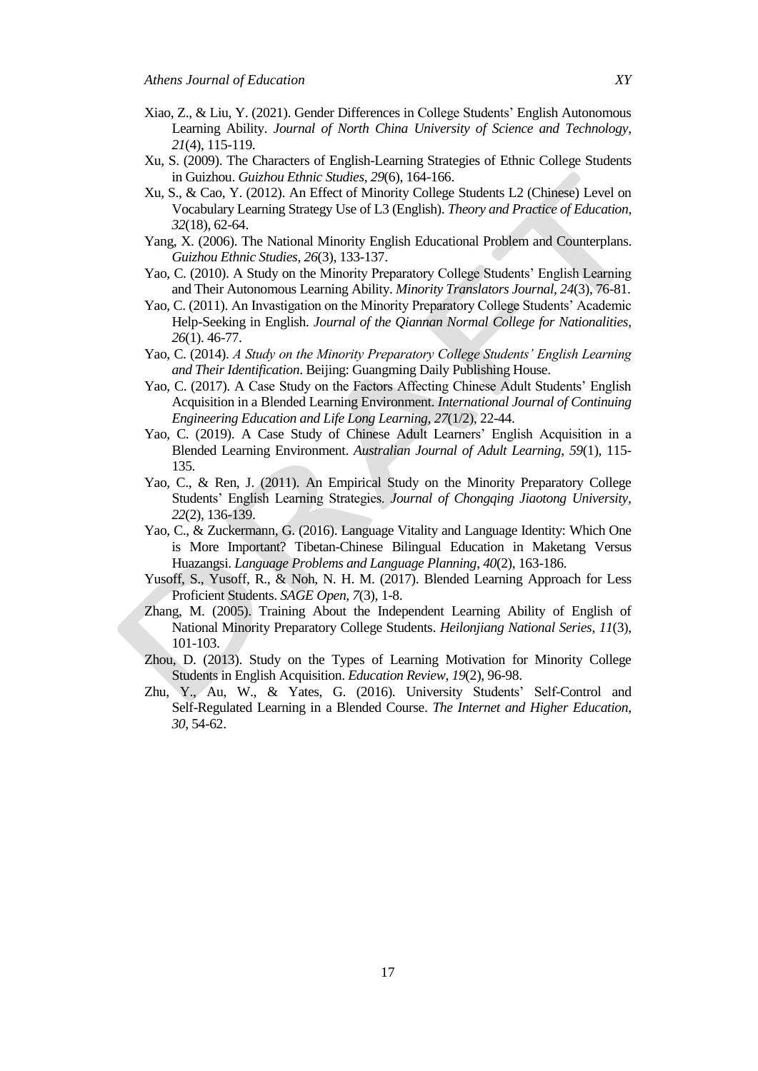Xiao, Z., & Liu, Y. (2021). Gender Differences in College Students' English Autonomous Learning Ability. *Journal of North China University of Science and Technology*, *21*(4), 115-119.

Xu, S. (2009). The Characters of English-Learning Strategies of Ethnic College Students in Guizhou. *Guizhou Ethnic Studies*, *29*(6), 164-166.

Xu, S., & Cao, Y. (2012). An Effect of Minority College Students L2 (Chinese) Level on Vocabulary Learning Strategy Use of L3 (English). *Theory and Practice of Education*, *32*(18), 62-64.

Yang, X. (2006). The National Minority English Educational Problem and Counterplans. *Guizhou Ethnic Studies*, *26*(3), 133-137.

Yao, C. (2010). A Study on the Minority Preparatory College Students' English Learning and Their Autonomous Learning Ability. *Minority Translators Journal*, *24*(3), 76-81.

Yao, C. (2011). An Invastigation on the Minority Preparatory College Students' Academic Help-Seeking in English. *Journal of the Qiannan Normal College for Nationalities*, *26*(1). 46-77.

Yao, C. (2014). *A Study on the Minority Preparatory College Students' English Learning and Their Identification*. Beijing: Guangming Daily Publishing House.

Yao, C. (2017). A Case Study on the Factors Affecting Chinese Adult Students' English Acquisition in a Blended Learning Environment. *International Journal of Continuing Engineering Education and Life Long Learning*, *27*(1/2), 22-44.

Yao, C. (2019). A Case Study of Chinese Adult Learners' English Acquisition in a Blended Learning Environment. *Australian Journal of Adult Learning*, *59*(1), 115-135.

Yao, C., & Ren, J. (2011). An Empirical Study on the Minority Preparatory College Students' English Learning Strategies. *Journal of Chongqing Jiaotong University*, *22*(2), 136-139.

Yao, C., & Zuckermann, G. (2016). Language Vitality and Language Identity: Which One is More Important? Tibetan-Chinese Bilingual Education in Maketang Versus Huazangsi. *Language Problems and Language Planning*, *40*(2), 163-186.

Yusoff, S., Yusoff, R., & Noh, N. H. M. (2017). Blended Learning Approach for Less Proficient Students. *SAGE Open*, *7*(3), 1-8.

Zhang, M. (2005). Training About the Independent Learning Ability of English of National Minority Preparatory College Students. *Heilonjiang National Series*, *11*(3), 101-103.

Zhou, D. (2013). Study on the Types of Learning Motivation for Minority College Students in English Acquisition. *Education Review*, *19*(2), 96-98.

Zhu, Y., Au, W., & Yates, G. (2016). University Students' Self-Control and Self-Regulated Learning in a Blended Course. *The Internet and Higher Education*, *30*, 54-62.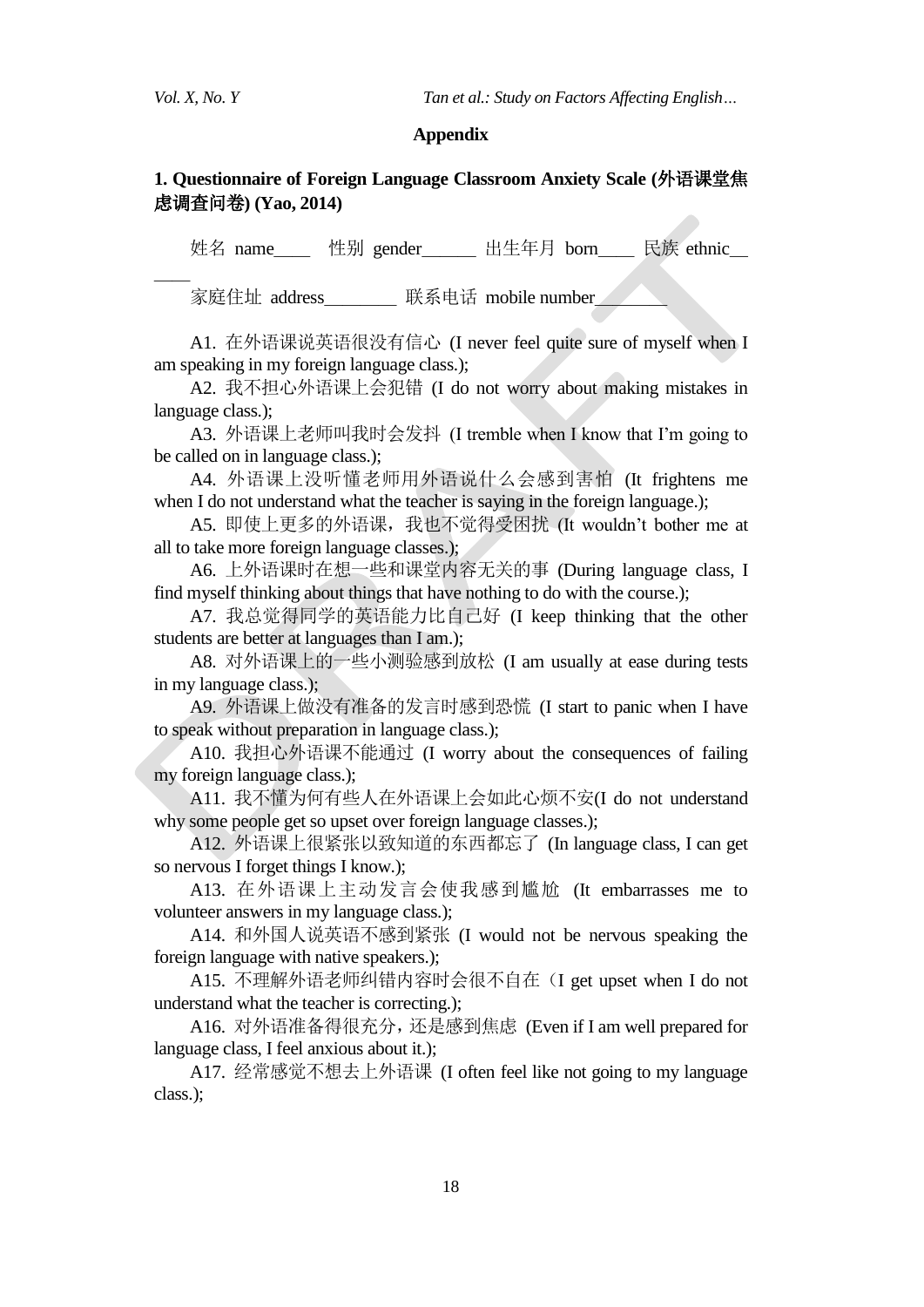## Appendix

### 1. Questionnaire of Foreign Language Classroom Anxiety Scale (外语课堂焦虑调查问卷) (Yao, 2014)

姓名 name____ 性别 gender______ 出生年月 born____ 民族 ethnic______

家庭住址 address________ 联系电话 mobile number________

A1. 在外语课说英语很没有信心 (I never feel quite sure of myself when I am speaking in my foreign language class.);

A2. 我不担心外语课上会犯错 (I do not worry about making mistakes in language class.);

A3. 外语课上老师叫我时会发抖 (I tremble when I know that I'm going to be called on in language class.);

A4. 外语课上没听懂老师用外语说什么会感到害怕 (It frightens me when I do not understand what the teacher is saying in the foreign language.);

A5. 即使上更多的外语课，我也不觉得受困扰 (It wouldn't bother me at all to take more foreign language classes.);

A6. 上外语课时在想一些和课堂内容无关的事 (During language class, I find myself thinking about things that have nothing to do with the course.);

A7. 我总觉得同学的英语能力比自己好 (I keep thinking that the other students are better at languages than I am.);

A8. 对外语课上的一些小测验感到放松 (I am usually at ease during tests in my language class.);

A9. 外语课上做没有准备的发言时感到恐慌 (I start to panic when I have to speak without preparation in language class.);

A10. 我担心外语课不能通过 (I worry about the consequences of failing my foreign language class.);

A11. 我不懂为何有些人在外语课上会如此心烦不安(I do not understand why some people get so upset over foreign language classes.);

A12. 外语课上很紧张以致知道的东西都忘了 (In language class, I can get so nervous I forget things I know.);

A13. 在外语课上主动发言会使我感到尴尬 (It embarrasses me to volunteer answers in my language class.);

A14. 和外国人说英语不感到紧张 (I would not be nervous speaking the foreign language with native speakers.);

A15. 不理解外语老师纠错内容时会很不自在（I get upset when I do not understand what the teacher is correcting.);

A16. 对外语准备得很充分，还是感到焦虑 (Even if I am well prepared for language class, I feel anxious about it.);

A17. 经常感觉不想去上外语课 (I often feel like not going to my language class.);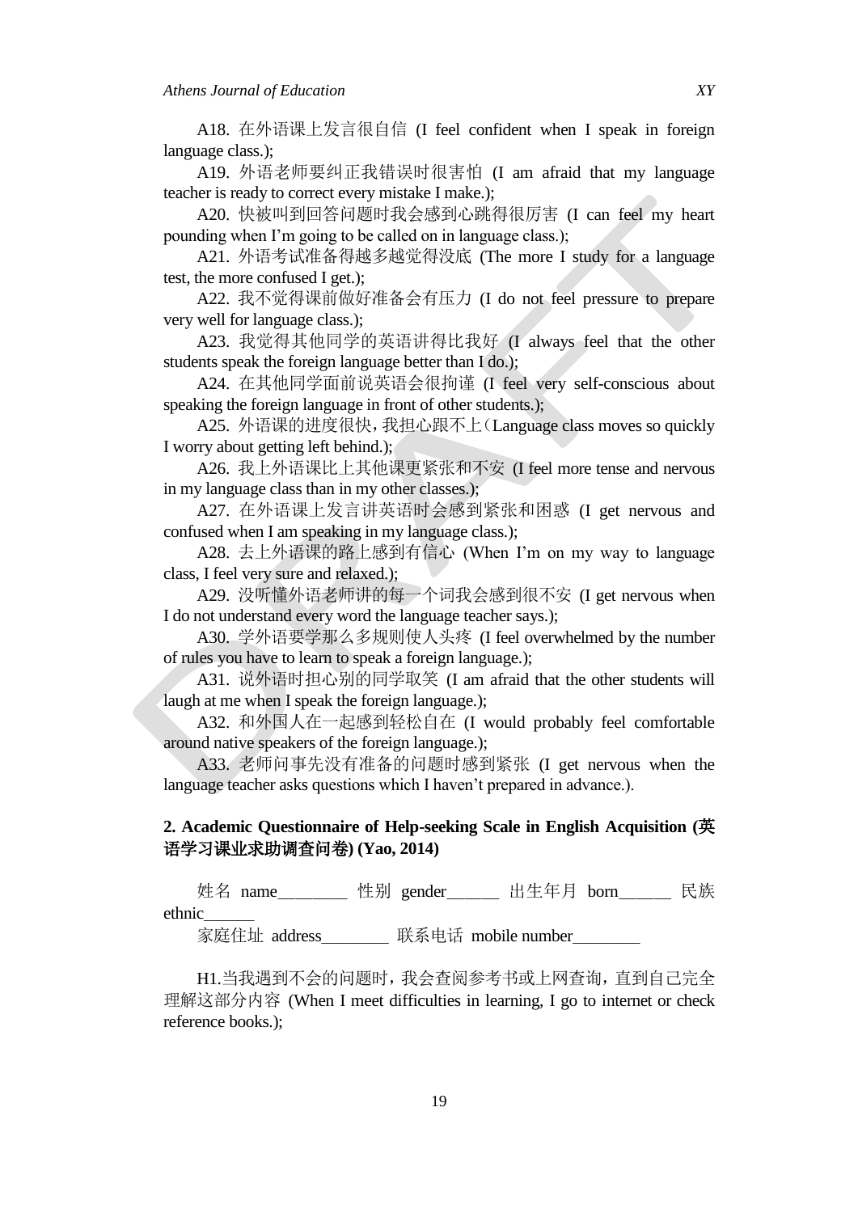A18. 在外语课上发言很自信 (I feel confident when I speak in foreign language class.);

A19. 外语老师要纠正我错误时很害怕 (I am afraid that my language teacher is ready to correct every mistake I make.);

A20. 快被叫到回答问题时我会感到心跳得很厉害 (I can feel my heart pounding when I'm going to be called on in language class.);

A21. 外语考试准备得越多越觉得没底 (The more I study for a language test, the more confused I get.);

A22. 我不觉得课前做好准备会有压力 (I do not feel pressure to prepare very well for language class.);

A23. 我觉得其他同学的英语讲得比我好 (I always feel that the other students speak the foreign language better than I do.);

A24. 在其他同学面前说英语会很拘谨 (I feel very self-conscious about speaking the foreign language in front of other students.);

A25. 外语课的进度很快，我担心跟不上（Language class moves so quickly I worry about getting left behind.);

A26. 我上外语课比上其他课更紧张和不安 (I feel more tense and nervous in my language class than in my other classes.);

A27. 在外语课上发言讲英语时会感到紧张和困惑 (I get nervous and confused when I am speaking in my language class.);

A28. 去上外语课的路上感到有信心 (When I'm on my way to language class, I feel very sure and relaxed.);

A29. 没听懂外语老师讲的每一个词我会感到很不安 (I get nervous when I do not understand every word the language teacher says.);

A30. 学外语要学那么多规则使人头疼 (I feel overwhelmed by the number of rules you have to learn to speak a foreign language.);

A31. 说外语时担心别的同学取笑 (I am afraid that the other students will laugh at me when I speak the foreign language.);

A32. 和外国人在一起感到轻松自在 (I would probably feel comfortable around native speakers of the foreign language.);

A33. 老师问事先没有准备的问题时感到紧张 (I get nervous when the language teacher asks questions which I haven't prepared in advance.).

### 2. Academic Questionnaire of Help-seeking Scale in English Acquisition (英语学习课业求助调查问卷) (Yao, 2014)

姓名 name________ 性别 gender______ 出生年月 born______ 民族 ethnic______

家庭住址 address________ 联系电话 mobile number________

H1.当我遇到不会的问题时，我会查阅参考书或上网查询，直到自己完全理解这部分内容 (When I meet difficulties in learning, I go to internet or check reference books.);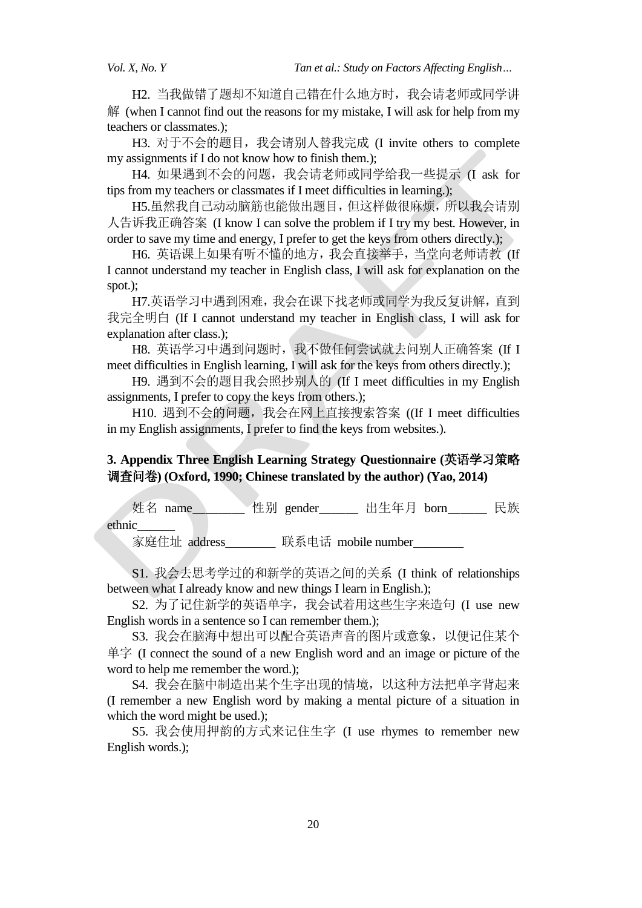H2. 当我做错了题却不知道自己错在什么地方时，我会请老师或同学讲解 (when I cannot find out the reasons for my mistake, I will ask for help from my teachers or classmates.);

H3. 对于不会的题目，我会请别人替我完成 (I invite others to complete my assignments if I do not know how to finish them.);

H4. 如果遇到不会的问题，我会请老师或同学给我一些提示 (I ask for tips from my teachers or classmates if I meet difficulties in learning.);

H5.虽然我自己动动脑筋也能做出题目，但这样做很麻烦，所以我会请别人告诉我正确答案 (I know I can solve the problem if I try my best. However, in order to save my time and energy, I prefer to get the keys from others directly.);

H6. 英语课上如果有听不懂的地方，我会直接举手，当堂向老师请教 (If I cannot understand my teacher in English class, I will ask for explanation on the spot.);

H7.英语学习中遇到困难，我会在课下找老师或同学为我反复讲解，直到我完全明白 (If I cannot understand my teacher in English class, I will ask for explanation after class.);

H8. 英语学习中遇到问题时，我不做任何尝试就去问别人正确答案 (If I meet difficulties in English learning, I will ask for the keys from others directly.);

H9. 遇到不会的题目我会照抄别人的 (If I meet difficulties in my English assignments, I prefer to copy the keys from others.);

H10. 遇到不会的问题，我会在网上直接搜索答案 ((If I meet difficulties in my English assignments, I prefer to find the keys from websites.).

### 3. Appendix Three English Learning Strategy Questionnaire (英语学习策略调查问卷) (Oxford, 1990; Chinese translated by the author) (Yao, 2014)

姓名 name________ 性别 gender______ 出生年月 born______ 民族 ethnic______

家庭住址 address________ 联系电话 mobile number________

S1. 我会去思考学过的和新学的英语之间的关系 (I think of relationships between what I already know and new things I learn in English.);

S2. 为了记住新学的英语单字，我会试着用这些生字来造句 (I use new English words in a sentence so I can remember them.);

S3. 我会在脑海中想出可以配合英语声音的图片或意象，以便记住某个单字 (I connect the sound of a new English word and an image or picture of the word to help me remember the word.);

S4. 我会在脑中制造出某个生字出现的情境，以这种方法把单字背起来 (I remember a new English word by making a mental picture of a situation in which the word might be used.);

S5. 我会使用押韵的方式来记住生字 (I use rhymes to remember new English words.);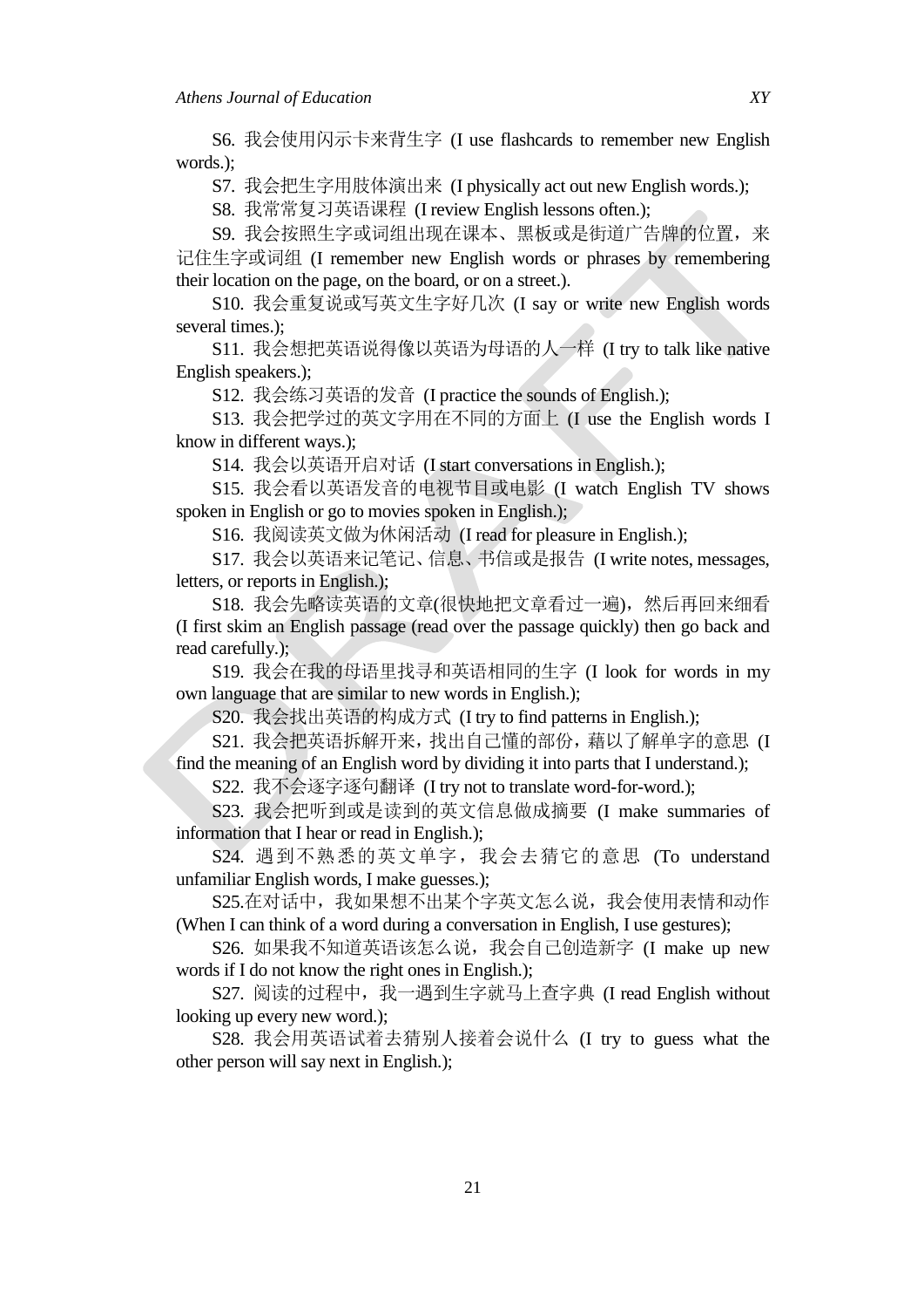S6. 我会使用闪示卡来背生字 (I use flashcards to remember new English words.);

S7. 我会把生字用肢体演出来 (I physically act out new English words.);

S8. 我常常复习英语课程 (I review English lessons often.);

S9. 我会按照生字或词组出现在课本、黑板或是街道广告牌的位置，来记住生字或词组 (I remember new English words or phrases by remembering their location on the page, on the board, or on a street.).

S10. 我会重复说或写英文生字好几次 (I say or write new English words several times.);

S11. 我会想把英语说得像以英语为母语的人一样 (I try to talk like native English speakers.);

S12. 我会练习英语的发音 (I practice the sounds of English.);

S13. 我会把学过的英文字用在不同的方面上 (I use the English words I know in different ways.);

S14. 我会以英语开启对话 (I start conversations in English.);

S15. 我会看以英语发音的电视节目或电影 (I watch English TV shows spoken in English or go to movies spoken in English.);

S16. 我阅读英文做为休闲活动 (I read for pleasure in English.);

S17. 我会以英语来记笔记、信息、书信或是报告 (I write notes, messages, letters, or reports in English.);

S18. 我会先略读英语的文章(很快地把文章看过一遍)，然后再回来细看 (I first skim an English passage (read over the passage quickly) then go back and read carefully.);

S19. 我会在我的母语里找寻和英语相同的生字 (I look for words in my own language that are similar to new words in English.);

S20. 我会找出英语的构成方式 (I try to find patterns in English.);

S21. 我会把英语拆解开来，找出自己懂的部份，藉以了解单字的意思 (I find the meaning of an English word by dividing it into parts that I understand.);

S22. 我不会逐字逐句翻译 (I try not to translate word-for-word.);

S23. 我会把听到或是读到的英文信息做成摘要 (I make summaries of information that I hear or read in English.);

S24. 遇到不熟悉的英文单字，我会去猜它的意思 (To understand unfamiliar English words, I make guesses.);

S25.在对话中，我如果想不出某个字英文怎么说，我会使用表情和动作 (When I can think of a word during a conversation in English, I use gestures);

S26. 如果我不知道英语该怎么说，我会自己创造新字 (I make up new words if I do not know the right ones in English.);

S27. 阅读的过程中，我一遇到生字就马上查字典 (I read English without looking up every new word.);

S28. 我会用英语试着去猜别人接着会说什么 (I try to guess what the other person will say next in English.);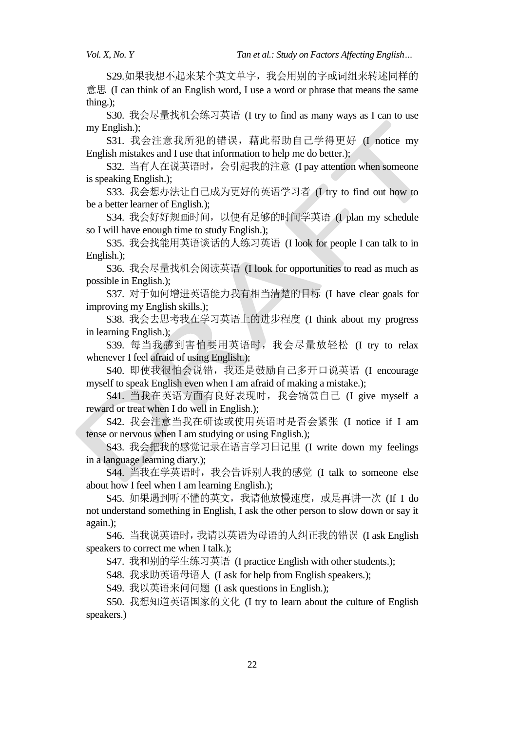S29.如果我想不起来某个英文单字，我会用别的字或词组来转述同样的意思 (I can think of an English word, I use a word or phrase that means the same thing.);

S30. 我会尽量找机会练习英语 (I try to find as many ways as I can to use my English.);

S31. 我会注意我所犯的错误，藉此帮助自己学得更好 (I notice my English mistakes and I use that information to help me do better.);

S32. 当有人在说英语时，会引起我的注意 (I pay attention when someone is speaking English.);

S33. 我会想办法让自己成为更好的英语学习者 (I try to find out how to be a better learner of English.);

S34. 我会好好规画时间，以便有足够的时间学英语 (I plan my schedule so I will have enough time to study English.);

S35. 我会找能用英语谈话的人练习英语 (I look for people I can talk to in English.);

S36. 我会尽量找机会阅读英语 (I look for opportunities to read as much as possible in English.);

S37. 对于如何增进英语能力我有相当清楚的目标 (I have clear goals for improving my English skills.);

S38. 我会去思考我在学习英语上的进步程度 (I think about my progress in learning English.);

S39. 每当我感到害怕要用英语时，我会尽量放轻松 (I try to relax whenever I feel afraid of using English.);

S40. 即使我很怕会说错，我还是鼓励自己多开口说英语 (I encourage myself to speak English even when I am afraid of making a mistake.);

S41. 当我在英语方面有良好表现时，我会犒赏自己 (I give myself a reward or treat when I do well in English.);

S42. 我会注意当我在研读或使用英语时是否会紧张 (I notice if I am tense or nervous when I am studying or using English.);

S43. 我会把我的感觉记录在语言学习日记里 (I write down my feelings in a language learning diary.);

S44. 当我在学英语时，我会告诉别人我的感觉 (I talk to someone else about how I feel when I am learning English.);

S45. 如果遇到听不懂的英文，我请他放慢速度，或是再讲一次 (If I do not understand something in English, I ask the other person to slow down or say it again.);

S46. 当我说英语时，我请以英语为母语的人纠正我的错误 (I ask English speakers to correct me when I talk.);

S47. 我和别的学生练习英语 (I practice English with other students.);

S48. 我求助英语母语人 (I ask for help from English speakers.);

S49. 我以英语来问问题 (I ask questions in English.);

S50. 我想知道英语国家的文化 (I try to learn about the culture of English speakers.)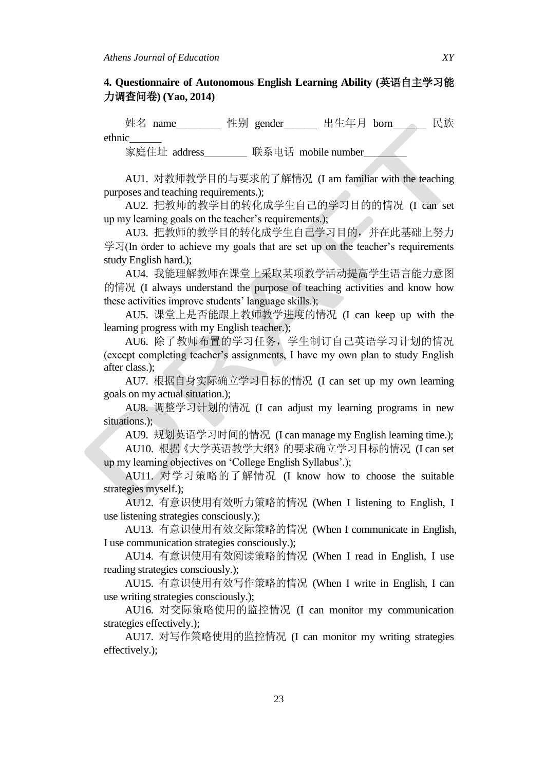**4. Questionnaire of Autonomous English Learning Ability (英语自主学习能力调查问卷) (Yao, 2014)**

姓名 name________ 性别 gender______ 出生年月 born______ 民族 ethnic______

家庭住址 address________ 联系电话 mobile number________

AU1. 对教师教学目的与要求的了解情况 (I am familiar with the teaching purposes and teaching requirements.);

AU2. 把教师的教学目的转化成学生自己的学习目的的情况 (I can set up my learning goals on the teacher's requirements.);

AU3. 把教师的教学目的转化成学生自己学习目的，并在此基础上努力学习(In order to achieve my goals that are set up on the teacher's requirements study English hard.);

AU4. 我能理解教师在课堂上采取某项教学活动提高学生语言能力意图的情况 (I always understand the purpose of teaching activities and know how these activities improve students' language skills.);

AU5. 课堂上是否能跟上教师教学进度的情况 (I can keep up with the learning progress with my English teacher.);

AU6. 除了教师布置的学习任务，学生制订自己英语学习计划的情况 (except completing teacher's assignments, I have my own plan to study English after class.);

AU7. 根据自身实际确立学习目标的情况 (I can set up my own learning goals on my actual situation.);

AU8. 调整学习计划的情况 (I can adjust my learning programs in new situations.);

AU9. 规划英语学习时间的情况 (I can manage my English learning time.);

AU10. 根据《大学英语教学大纲》的要求确立学习目标的情况 (I can set up my learning objectives on 'College English Syllabus'.);

AU11. 对学习策略的了解情况 (I know how to choose the suitable strategies myself.);

AU12. 有意识使用有效听力策略的情况 (When I listening to English, I use listening strategies consciously.);

AU13. 有意识使用有效交际策略的情况 (When I communicate in English, I use communication strategies consciously.);

AU14. 有意识使用有效阅读策略的情况 (When I read in English, I use reading strategies consciously.);

AU15. 有意识使用有效写作策略的情况 (When I write in English, I can use writing strategies consciously.);

AU16. 对交际策略使用的监控情况 (I can monitor my communication strategies effectively.);

AU17. 对写作策略使用的监控情况 (I can monitor my writing strategies effectively.);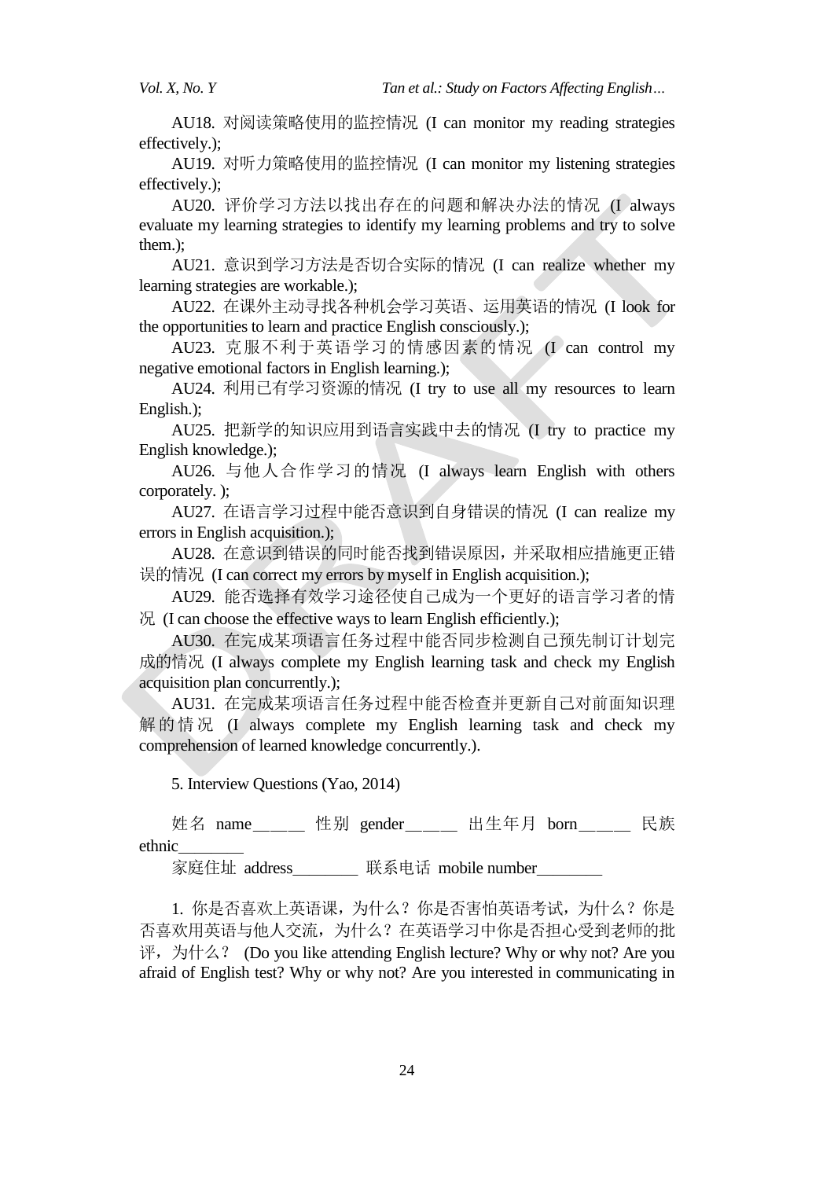AU18. 对阅读策略使用的监控情况 (I can monitor my reading strategies effectively.);

AU19. 对听力策略使用的监控情况 (I can monitor my listening strategies effectively.);

AU20. 评价学习方法以找出存在的问题和解决办法的情况 (I always evaluate my learning strategies to identify my learning problems and try to solve them.);

AU21. 意识到学习方法是否切合实际的情况 (I can realize whether my learning strategies are workable.);

AU22. 在课外主动寻找各种机会学习英语、运用英语的情况 (I look for the opportunities to learn and practice English consciously.);

AU23. 克服不利于英语学习的情感因素的情况 (I can control my negative emotional factors in English learning.);

AU24. 利用已有学习资源的情况 (I try to use all my resources to learn English.);

AU25. 把新学的知识应用到语言实践中去的情况 (I try to practice my English knowledge.);

AU26. 与他人合作学习的情况 (I always learn English with others corporately. );

AU27. 在语言学习过程中能否意识到自身错误的情况 (I can realize my errors in English acquisition.);

AU28. 在意识到错误的同时能否找到错误原因，并采取相应措施更正错误的情况 (I can correct my errors by myself in English acquisition.);

AU29. 能否选择有效学习途径使自己成为一个更好的语言学习者的情况 (I can choose the effective ways to learn English efficiently.);

AU30. 在完成某项语言任务过程中能否同步检测自己预先制订计划完成的情况 (I always complete my English learning task and check my English acquisition plan concurrently.);

AU31. 在完成某项语言任务过程中能否检查并更新自己对前面知识理解的情况 (I always complete my English learning task and check my comprehension of learned knowledge concurrently.).

5. Interview Questions (Yao, 2014)

姓名 name______ 性别 gender______ 出生年月 born______ 民族 ethnic________

家庭住址 address________ 联系电话 mobile number________

1. 你是否喜欢上英语课，为什么？你是否害怕英语考试，为什么？你是否喜欢用英语与他人交流，为什么？在英语学习中你是否担心受到老师的批评，为什么？ (Do you like attending English lecture? Why or why not? Are you afraid of English test? Why or why not? Are you interested in communicating in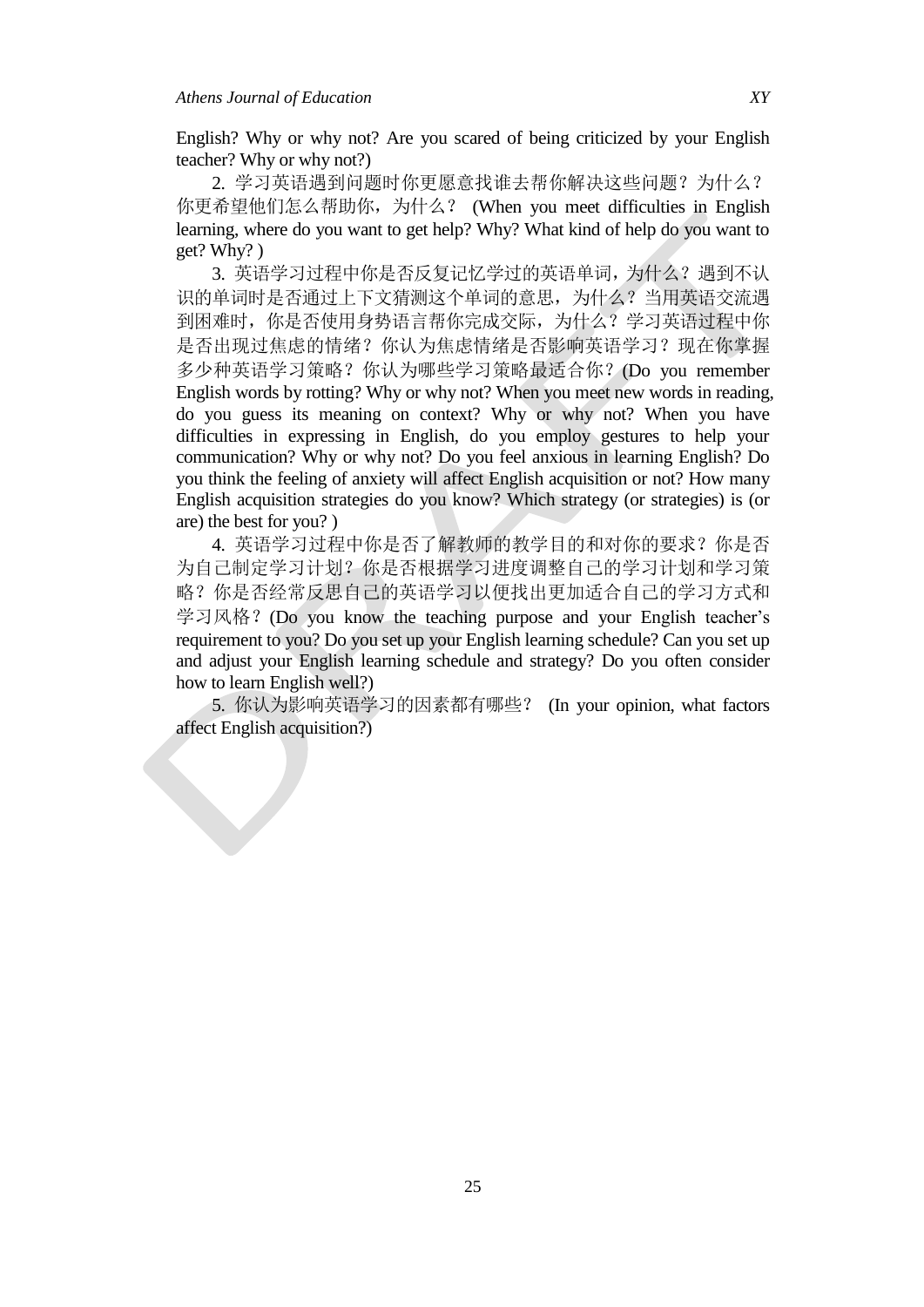English? Why or why not? Are you scared of being criticized by your English teacher? Why or why not?)

2. 学习英语遇到问题时你更愿意找谁去帮你解决这些问题？为什么？你更希望他们怎么帮助你，为什么？ (When you meet difficulties in English learning, where do you want to get help? Why? What kind of help do you want to get? Why? )

3. 英语学习过程中你是否反复记忆学过的英语单词，为什么？遇到不认识的单词时是否通过上下文猜测这个单词的意思，为什么？当用英语交流遇到困难时，你是否使用身势语言帮你完成交际，为什么？学习英语过程中你是否出现过焦虑的情绪？你认为焦虑情绪是否影响英语学习？现在你掌握多少种英语学习策略？你认为哪些学习策略最适合你？(Do you remember English words by rotting? Why or why not? When you meet new words in reading, do you guess its meaning on context? Why or why not? When you have difficulties in expressing in English, do you employ gestures to help your communication? Why or why not? Do you feel anxious in learning English? Do you think the feeling of anxiety will affect English acquisition or not? How many English acquisition strategies do you know? Which strategy (or strategies) is (or are) the best for you? )

4. 英语学习过程中你是否了解教师的教学目的和对你的要求？你是否为自己制定学习计划？你是否根据学习进度调整自己的学习计划和学习策略？你是否经常反思自己的英语学习以便找出更加适合自己的学习方式和学习风格？(Do you know the teaching purpose and your English teacher's requirement to you? Do you set up your English learning schedule? Can you set up and adjust your English learning schedule and strategy? Do you often consider how to learn English well?)

5. 你认为影响英语学习的因素都有哪些？ (In your opinion, what factors affect English acquisition?)